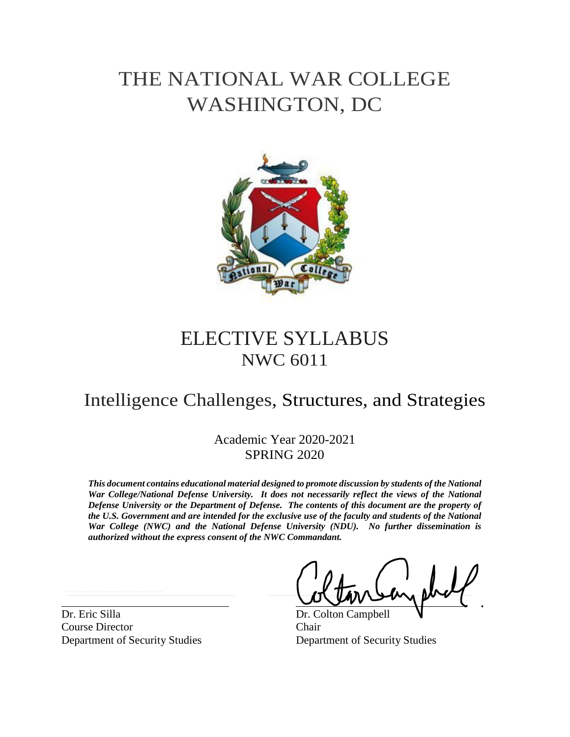# THE NATIONAL WAR COLLEGE
# WASHINGTON, DC

# ELECTIVE SYLLABUS
## NWC 6011

# Intelligence Challenges, Structures, and Strategies

Academic Year 2020-2021
SPRING 2020

***This document contains educational material designed to promote discussion by students of the National War College/National Defense University. It does not necessarily reflect the views of the National Defense University or the Department of Defense. The contents of this document are the property of the U.S. Government and are intended for the exclusive use of the faculty and students of the National War College (NWC) and the National Defense University (NDU). No further dissemination is authorized without the express consent of the NWC Commandant.***

Dr. Eric Silla
Course Director
Department of Security Studies

Dr. Colton Campbell
Chair
Department of Security Studies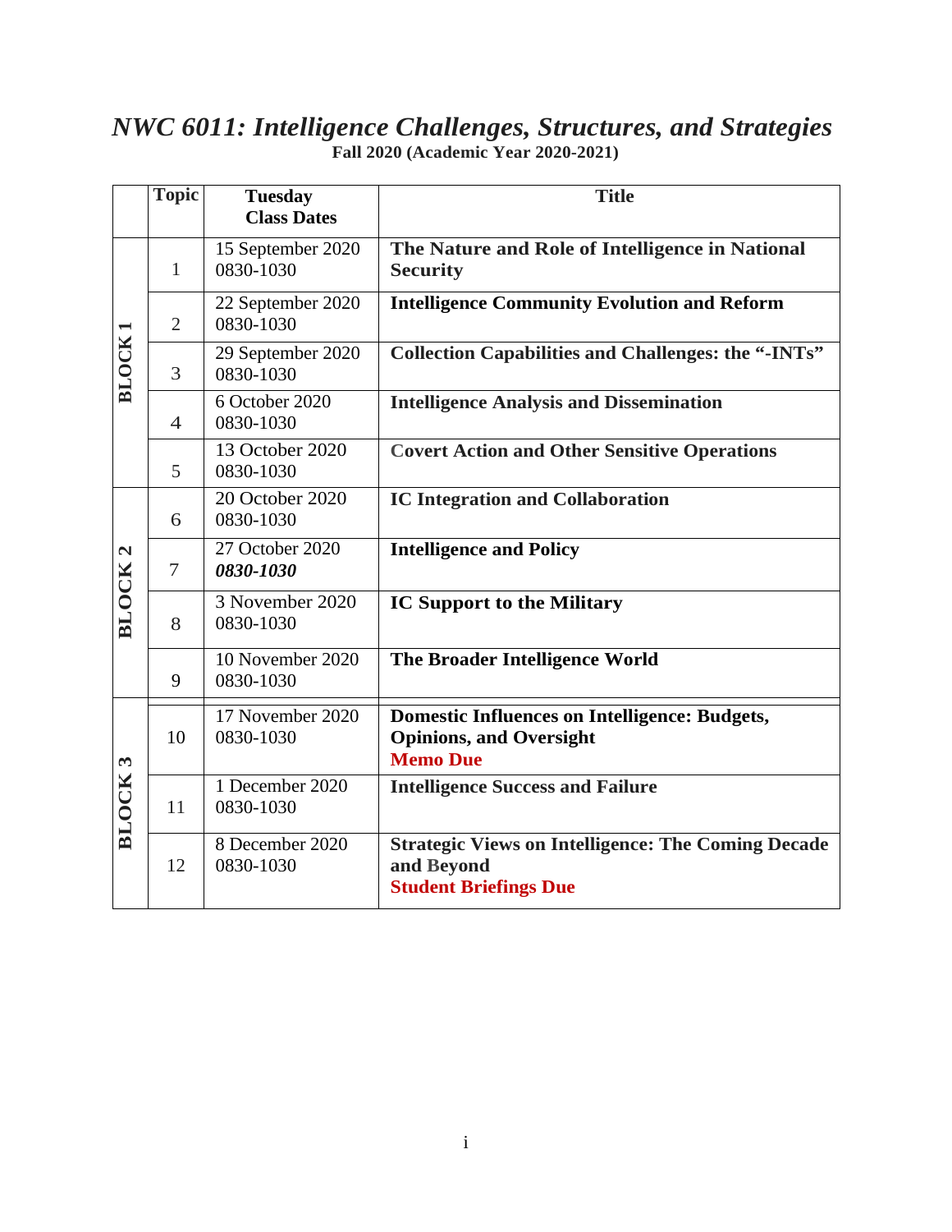# *NWC 6011: Intelligence Challenges, Structures, and Strategies*

**Fall 2020 (Academic Year 2020-2021)**

| | Topic | Tuesday Class Dates | Title |
|---|---|---|---|
| **BLOCK 1** | 1 | 15 September 2020 0830-1030 | **The Nature and Role of Intelligence in National Security** |
| | 2 | 22 September 2020 0830-1030 | **Intelligence Community Evolution and Reform** |
| | 3 | 29 September 2020 0830-1030 | **Collection Capabilities and Challenges: the "-INTs"** |
| | 4 | 6 October 2020 0830-1030 | **Intelligence Analysis and Dissemination** |
| | 5 | 13 October 2020 0830-1030 | **Covert Action and Other Sensitive Operations** |
| **BLOCK 2** | 6 | 20 October 2020 0830-1030 | **IC Integration and Collaboration** |
| | 7 | 27 October 2020 ***0830-1030*** | **Intelligence and Policy** |
| | 8 | 3 November 2020 0830-1030 | **IC Support to the Military** |
| | 9 | 10 November 2020 0830-1030 | **The Broader Intelligence World** |
| **BLOCK 3** | 10 | 17 November 2020 0830-1030 | **Domestic Influences on Intelligence: Budgets, Opinions, and Oversight** **Memo Due** |
| | 11 | 1 December 2020 0830-1030 | **Intelligence Success and Failure** |
| | 12 | 8 December 2020 0830-1030 | **Strategic Views on Intelligence: The Coming Decade and Beyond** **Student Briefings Due** |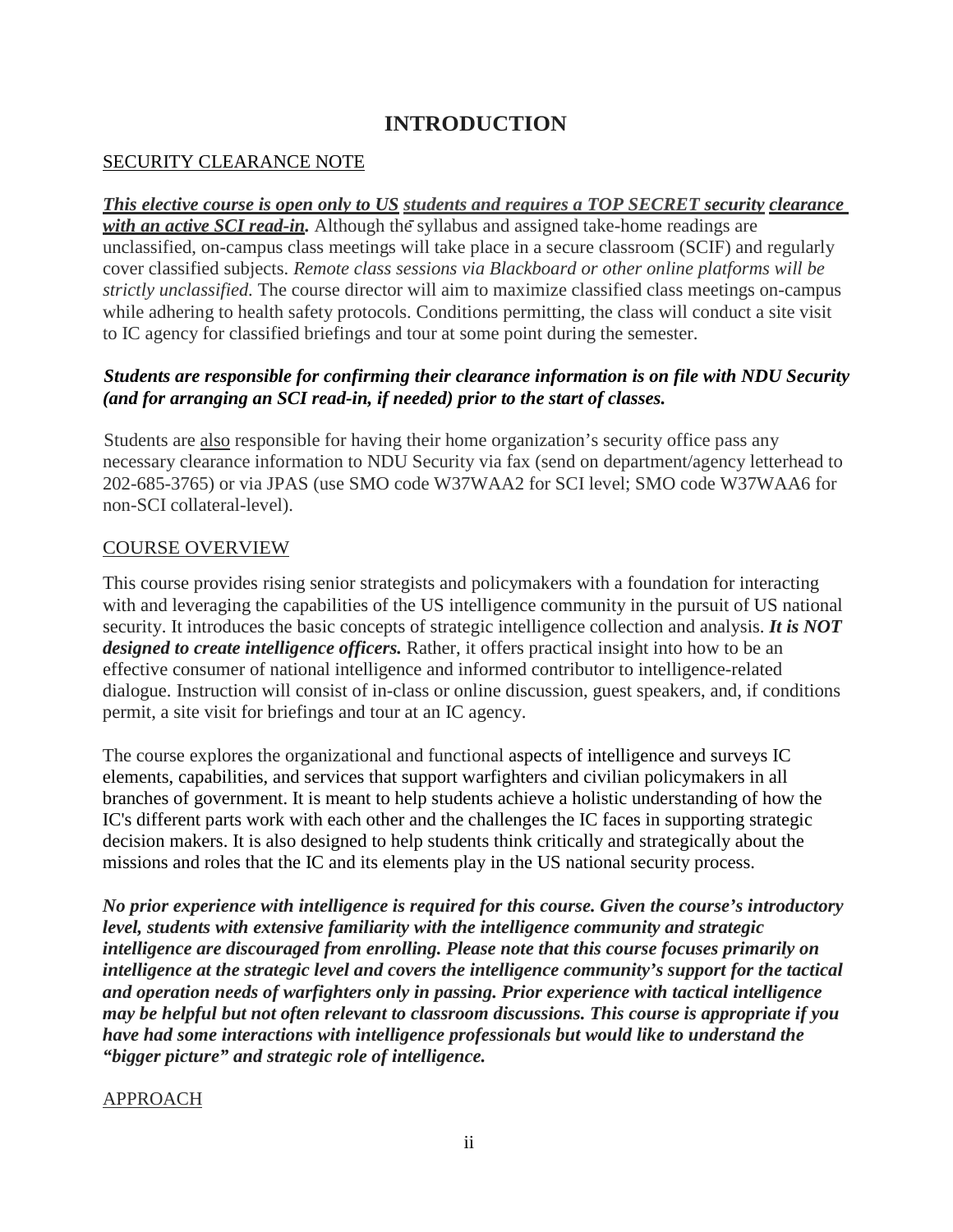# INTRODUCTION

## SECURITY CLEARANCE NOTE

***This elective course is open only to US students and requires a TOP SECRET security clearance with an active SCI read-in.*** Although the syllabus and assigned take-home readings are unclassified, on-campus class meetings will take place in a secure classroom (SCIF) and regularly cover classified subjects. *Remote class sessions via Blackboard or other online platforms will be strictly unclassified.* The course director will aim to maximize classified class meetings on-campus while adhering to health safety protocols. Conditions permitting, the class will conduct a site visit to IC agency for classified briefings and tour at some point during the semester.

***Students are responsible for confirming their clearance information is on file with NDU Security (and for arranging an SCI read-in, if needed) prior to the start of classes.***

Students are also responsible for having their home organization's security office pass any necessary clearance information to NDU Security via fax (send on department/agency letterhead to 202-685-3765) or via JPAS (use SMO code W37WAA2 for SCI level; SMO code W37WAA6 for non-SCI collateral-level).

## COURSE OVERVIEW

This course provides rising senior strategists and policymakers with a foundation for interacting with and leveraging the capabilities of the US intelligence community in the pursuit of US national security. It introduces the basic concepts of strategic intelligence collection and analysis. ***It is NOT designed to create intelligence officers.*** Rather, it offers practical insight into how to be an effective consumer of national intelligence and informed contributor to intelligence-related dialogue. Instruction will consist of in-class or online discussion, guest speakers, and, if conditions permit, a site visit for briefings and tour at an IC agency.

The course explores the organizational and functional aspects of intelligence and surveys IC elements, capabilities, and services that support warfighters and civilian policymakers in all branches of government. It is meant to help students achieve a holistic understanding of how the IC's different parts work with each other and the challenges the IC faces in supporting strategic decision makers. It is also designed to help students think critically and strategically about the missions and roles that the IC and its elements play in the US national security process.

***No prior experience with intelligence is required for this course. Given the course's introductory level, students with extensive familiarity with the intelligence community and strategic intelligence are discouraged from enrolling. Please note that this course focuses primarily on intelligence at the strategic level and covers the intelligence community's support for the tactical and operation needs of warfighters only in passing. Prior experience with tactical intelligence may be helpful but not often relevant to classroom discussions. This course is appropriate if you have had some interactions with intelligence professionals but would like to understand the "bigger picture" and strategic role of intelligence.***

## APPROACH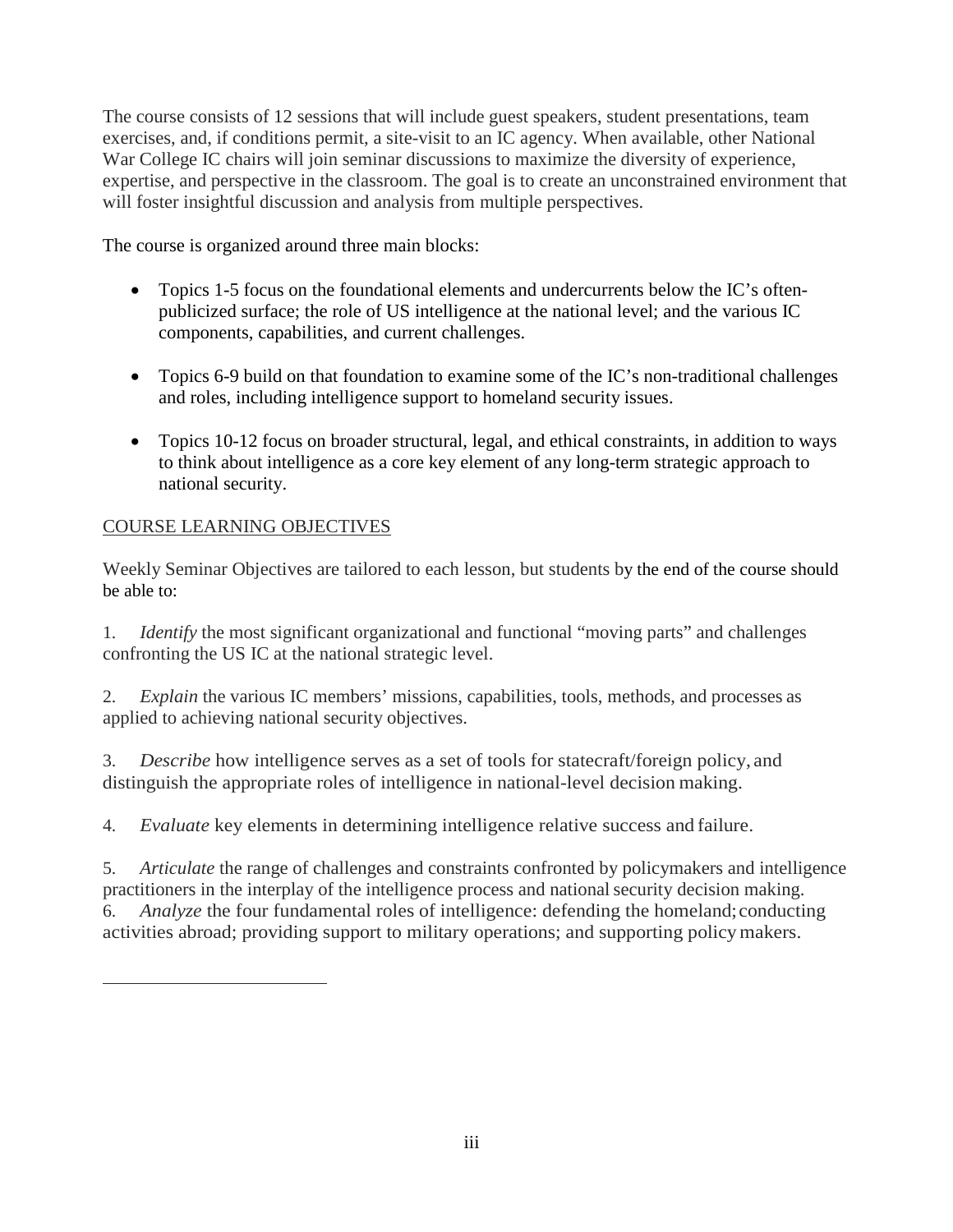The course consists of 12 sessions that will include guest speakers, student presentations, team exercises, and, if conditions permit, a site-visit to an IC agency. When available, other National War College IC chairs will join seminar discussions to maximize the diversity of experience, expertise, and perspective in the classroom. The goal is to create an unconstrained environment that will foster insightful discussion and analysis from multiple perspectives.

The course is organized around three main blocks:

- Topics 1-5 focus on the foundational elements and undercurrents below the IC's often-publicized surface; the role of US intelligence at the national level; and the various IC components, capabilities, and current challenges.
- Topics 6-9 build on that foundation to examine some of the IC's non-traditional challenges and roles, including intelligence support to homeland security issues.
- Topics 10-12 focus on broader structural, legal, and ethical constraints, in addition to ways to think about intelligence as a core key element of any long-term strategic approach to national security.

## COURSE LEARNING OBJECTIVES

Weekly Seminar Objectives are tailored to each lesson, but students by the end of the course should be able to:

1. *Identify* the most significant organizational and functional "moving parts" and challenges confronting the US IC at the national strategic level.

2. *Explain* the various IC members' missions, capabilities, tools, methods, and processes as applied to achieving national security objectives.

3. *Describe* how intelligence serves as a set of tools for statecraft/foreign policy, and distinguish the appropriate roles of intelligence in national-level decision making.

4. *Evaluate* key elements in determining intelligence relative success and failure.

5. *Articulate* the range of challenges and constraints confronted by policymakers and intelligence practitioners in the interplay of the intelligence process and national security decision making.

6. *Analyze* the four fundamental roles of intelligence: defending the homeland; conducting activities abroad; providing support to military operations; and supporting policy makers.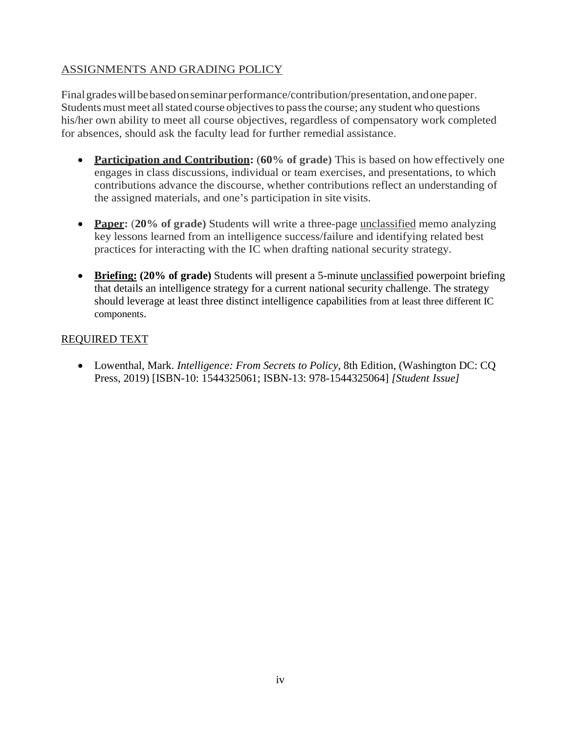## ASSIGNMENTS AND GRADING POLICY

Final grades will be based on seminar performance/contribution/presentation, and one paper. Students must meet all stated course objectives to pass the course; any student who questions his/her own ability to meet all course objectives, regardless of compensatory work completed for absences, should ask the faculty lead for further remedial assistance.

- **Participation and Contribution:** (**60% of grade)** This is based on how effectively one engages in class discussions, individual or team exercises, and presentations, to which contributions advance the discourse, whether contributions reflect an understanding of the assigned materials, and one's participation in site visits.
- **Paper:** (**20% of grade)** Students will write a three-page unclassified memo analyzing key lessons learned from an intelligence success/failure and identifying related best practices for interacting with the IC when drafting national security strategy.
- **Briefing: (20% of grade)** Students will present a 5-minute unclassified powerpoint briefing that details an intelligence strategy for a current national security challenge. The strategy should leverage at least three distinct intelligence capabilities from at least three different IC components.

## REQUIRED TEXT

- Lowenthal, Mark. *Intelligence: From Secrets to Policy*, 8th Edition, (Washington DC: CQ Press, 2019) [ISBN-10: 1544325061; ISBN-13: 978-1544325064] *[Student Issue]*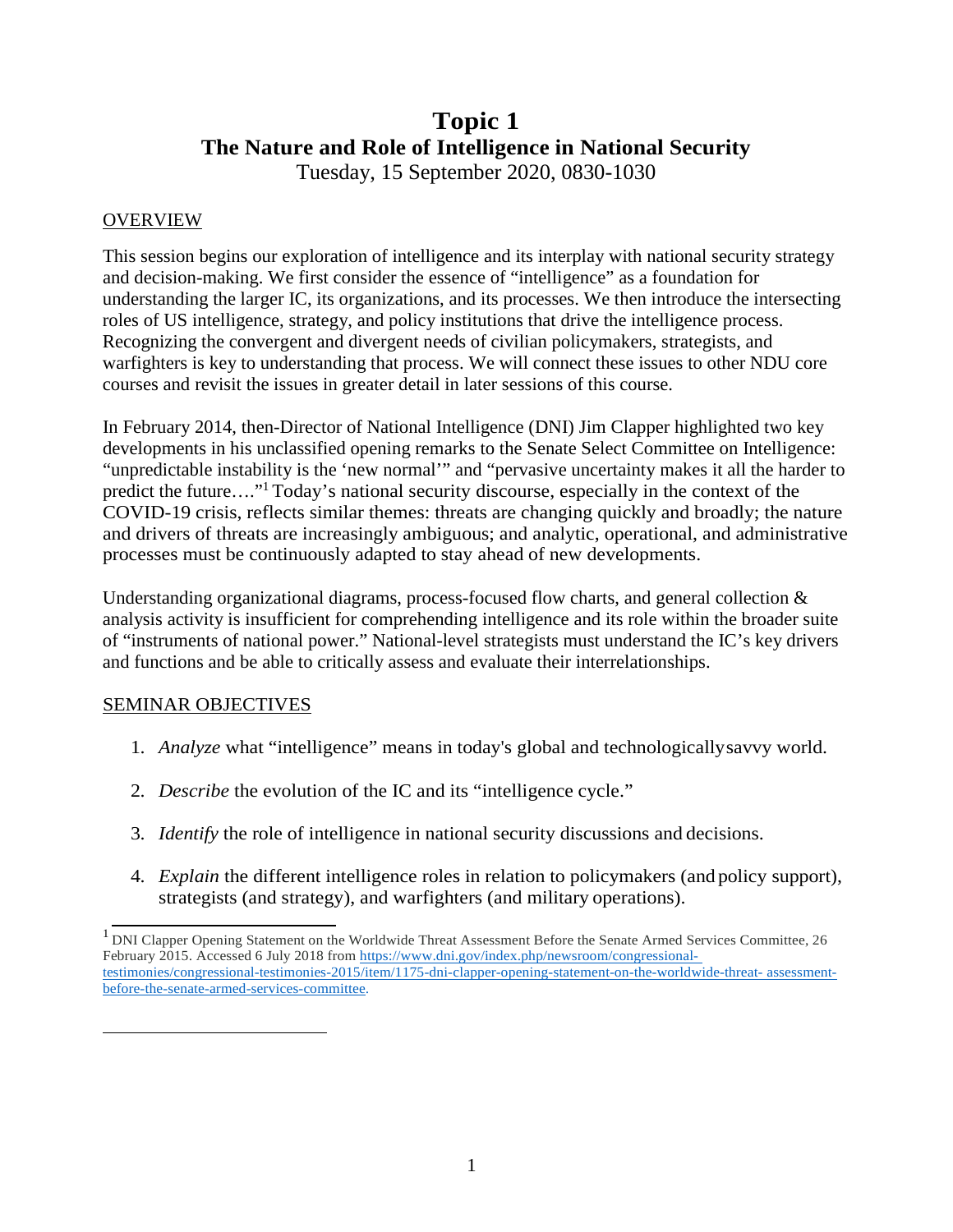# Topic 1

## The Nature and Role of Intelligence in National Security

Tuesday, 15 September 2020, 0830-1030

### OVERVIEW

This session begins our exploration of intelligence and its interplay with national security strategy and decision-making. We first consider the essence of "intelligence" as a foundation for understanding the larger IC, its organizations, and its processes. We then introduce the intersecting roles of US intelligence, strategy, and policy institutions that drive the intelligence process. Recognizing the convergent and divergent needs of civilian policymakers, strategists, and warfighters is key to understanding that process. We will connect these issues to other NDU core courses and revisit the issues in greater detail in later sessions of this course.

In February 2014, then-Director of National Intelligence (DNI) Jim Clapper highlighted two key developments in his unclassified opening remarks to the Senate Select Committee on Intelligence: "unpredictable instability is the 'new normal'" and "pervasive uncertainty makes it all the harder to predict the future…."[1] Today's national security discourse, especially in the context of the COVID-19 crisis, reflects similar themes: threats are changing quickly and broadly; the nature and drivers of threats are increasingly ambiguous; and analytic, operational, and administrative processes must be continuously adapted to stay ahead of new developments.

Understanding organizational diagrams, process-focused flow charts, and general collection & analysis activity is insufficient for comprehending intelligence and its role within the broader suite of "instruments of national power." National-level strategists must understand the IC's key drivers and functions and be able to critically assess and evaluate their interrelationships.

### SEMINAR OBJECTIVES

1. *Analyze* what "intelligence" means in today's global and technologically savvy world.
2. *Describe* the evolution of the IC and its "intelligence cycle."
3. *Identify* the role of intelligence in national security discussions and decisions.
4. *Explain* the different intelligence roles in relation to policymakers (and policy support), strategists (and strategy), and warfighters (and military operations).

---

[1] DNI Clapper Opening Statement on the Worldwide Threat Assessment Before the Senate Armed Services Committee, 26 February 2015. Accessed 6 July 2018 from https://www.dni.gov/index.php/newsroom/congressional-testimonies/congressional-testimonies-2015/item/1175-dni-clapper-opening-statement-on-the-worldwide-threat-assessment-before-the-senate-armed-services-committee.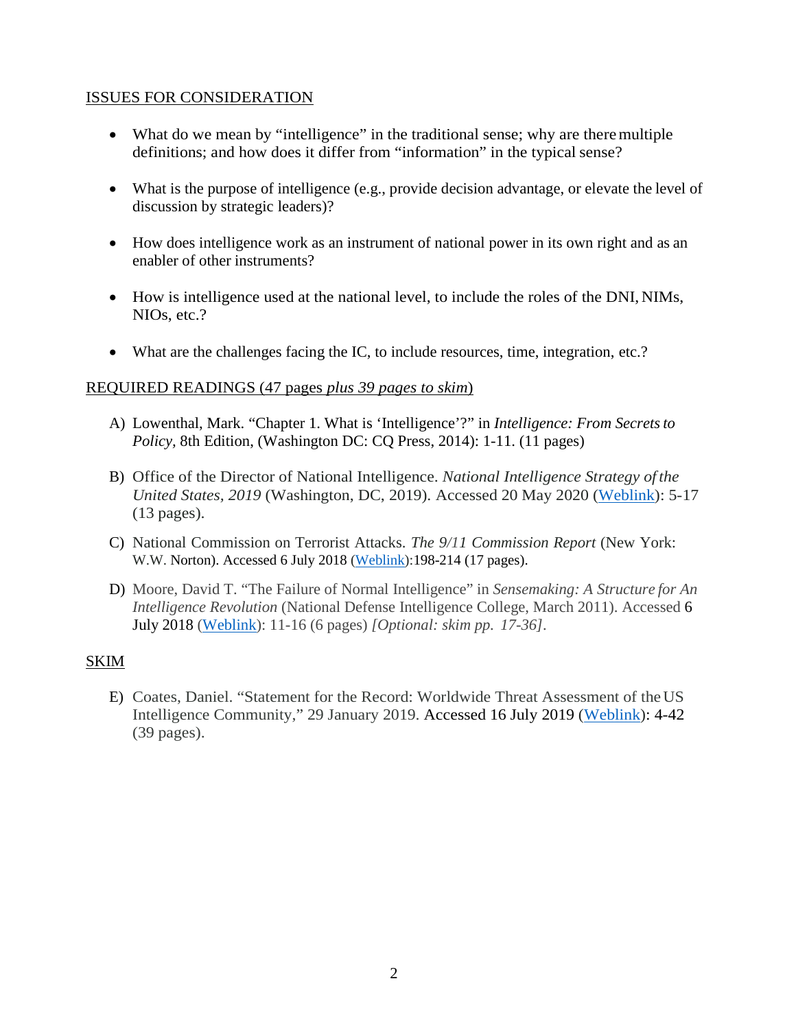## ISSUES FOR CONSIDERATION

- What do we mean by "intelligence" in the traditional sense; why are there multiple definitions; and how does it differ from "information" in the typical sense?
- What is the purpose of intelligence (e.g., provide decision advantage, or elevate the level of discussion by strategic leaders)?
- How does intelligence work as an instrument of national power in its own right and as an enabler of other instruments?
- How is intelligence used at the national level, to include the roles of the DNI, NIMs, NIOs, etc.?
- What are the challenges facing the IC, to include resources, time, integration, etc.?

## REQUIRED READINGS (47 pages *plus 39 pages to skim*)

A) Lowenthal, Mark. "Chapter 1. What is 'Intelligence'?" in *Intelligence: From Secrets to Policy,* 8th Edition, (Washington DC: CQ Press, 2014): 1-11. (11 pages)

B) Office of the Director of National Intelligence. *National Intelligence Strategy of the United States, 2019* (Washington, DC, 2019). Accessed 20 May 2020 (Weblink): 5-17 (13 pages).

C) National Commission on Terrorist Attacks. *The 9/11 Commission Report* (New York: W.W. Norton). Accessed 6 July 2018 (Weblink):198-214 (17 pages).

D) Moore, David T. "The Failure of Normal Intelligence" in *Sensemaking: A Structure for An Intelligence Revolution* (National Defense Intelligence College, March 2011). Accessed 6 July 2018 (Weblink): 11-16 (6 pages) *[Optional: skim pp. 17-36]*.

## SKIM

E) Coates, Daniel. "Statement for the Record: Worldwide Threat Assessment of the US Intelligence Community," 29 January 2019. Accessed 16 July 2019 (Weblink): 4-42 (39 pages).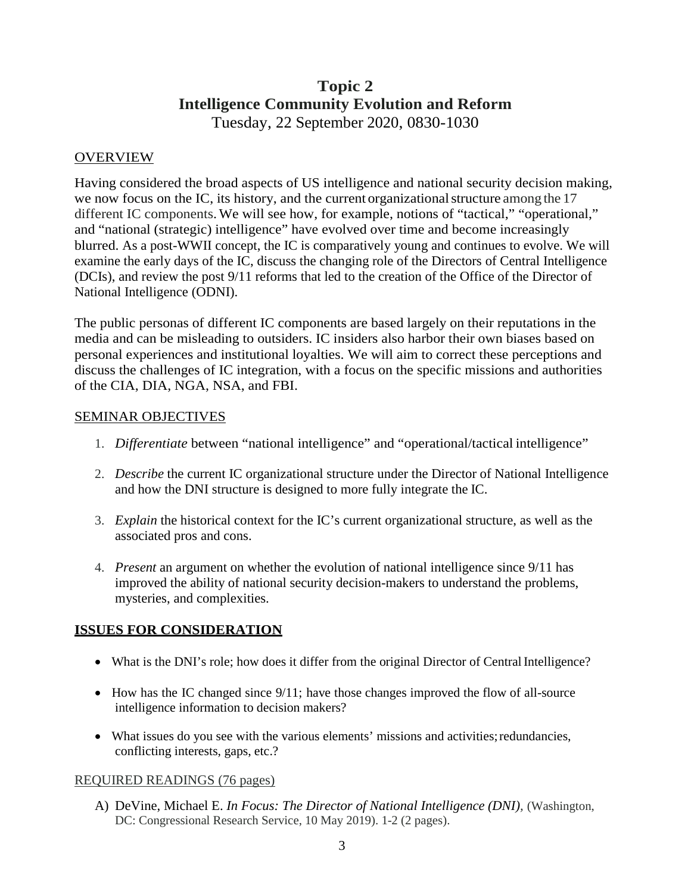# Topic 2
# Intelligence Community Evolution and Reform

Tuesday, 22 September 2020, 0830-1030

## OVERVIEW

Having considered the broad aspects of US intelligence and national security decision making, we now focus on the IC, its history, and the current organizational structure among the 17 different IC components. We will see how, for example, notions of "tactical," "operational," and "national (strategic) intelligence" have evolved over time and become increasingly blurred. As a post-WWII concept, the IC is comparatively young and continues to evolve. We will examine the early days of the IC, discuss the changing role of the Directors of Central Intelligence (DCIs), and review the post 9/11 reforms that led to the creation of the Office of the Director of National Intelligence (ODNI).

The public personas of different IC components are based largely on their reputations in the media and can be misleading to outsiders. IC insiders also harbor their own biases based on personal experiences and institutional loyalties. We will aim to correct these perceptions and discuss the challenges of IC integration, with a focus on the specific missions and authorities of the CIA, DIA, NGA, NSA, and FBI.

## SEMINAR OBJECTIVES

1. *Differentiate* between "national intelligence" and "operational/tactical intelligence"
2. *Describe* the current IC organizational structure under the Director of National Intelligence and how the DNI structure is designed to more fully integrate the IC.
3. *Explain* the historical context for the IC's current organizational structure, as well as the associated pros and cons.
4. *Present* an argument on whether the evolution of national intelligence since 9/11 has improved the ability of national security decision-makers to understand the problems, mysteries, and complexities.

## **ISSUES FOR CONSIDERATION**

- What is the DNI's role; how does it differ from the original Director of Central Intelligence?
- How has the IC changed since 9/11; have those changes improved the flow of all-source intelligence information to decision makers?
- What issues do you see with the various elements' missions and activities; redundancies, conflicting interests, gaps, etc.?

## REQUIRED READINGS (76 pages)

A) DeVine, Michael E. *In Focus: The Director of National Intelligence (DNI)*, (Washington, DC: Congressional Research Service, 10 May 2019). 1-2 (2 pages).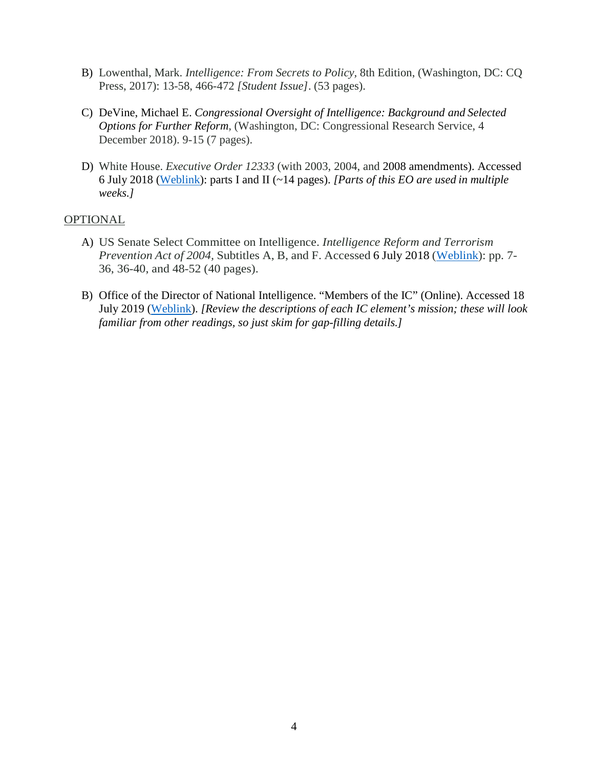B) Lowenthal, Mark. *Intelligence: From Secrets to Policy*, 8th Edition, (Washington, DC: CQ Press, 2017): 13-58, 466-472 *[Student Issue]*. (53 pages).

C) DeVine, Michael E. *Congressional Oversight of Intelligence: Background and Selected Options for Further Reform,* (Washington, DC: Congressional Research Service, 4 December 2018). 9-15 (7 pages).

D) White House. *Executive Order 12333* (with 2003, 2004, and 2008 amendments). Accessed 6 July 2018 (Weblink): parts I and II (~14 pages). *[Parts of this EO are used in multiple weeks.]*

OPTIONAL

A) US Senate Select Committee on Intelligence. *Intelligence Reform and Terrorism Prevention Act of 2004,* Subtitles A, B, and F. Accessed 6 July 2018 (Weblink): pp. 7-36, 36-40, and 48-52 (40 pages).

B) Office of the Director of National Intelligence. "Members of the IC" (Online). Accessed 18 July 2019 (Weblink). *[Review the descriptions of each IC element's mission; these will look familiar from other readings, so just skim for gap-filling details.]*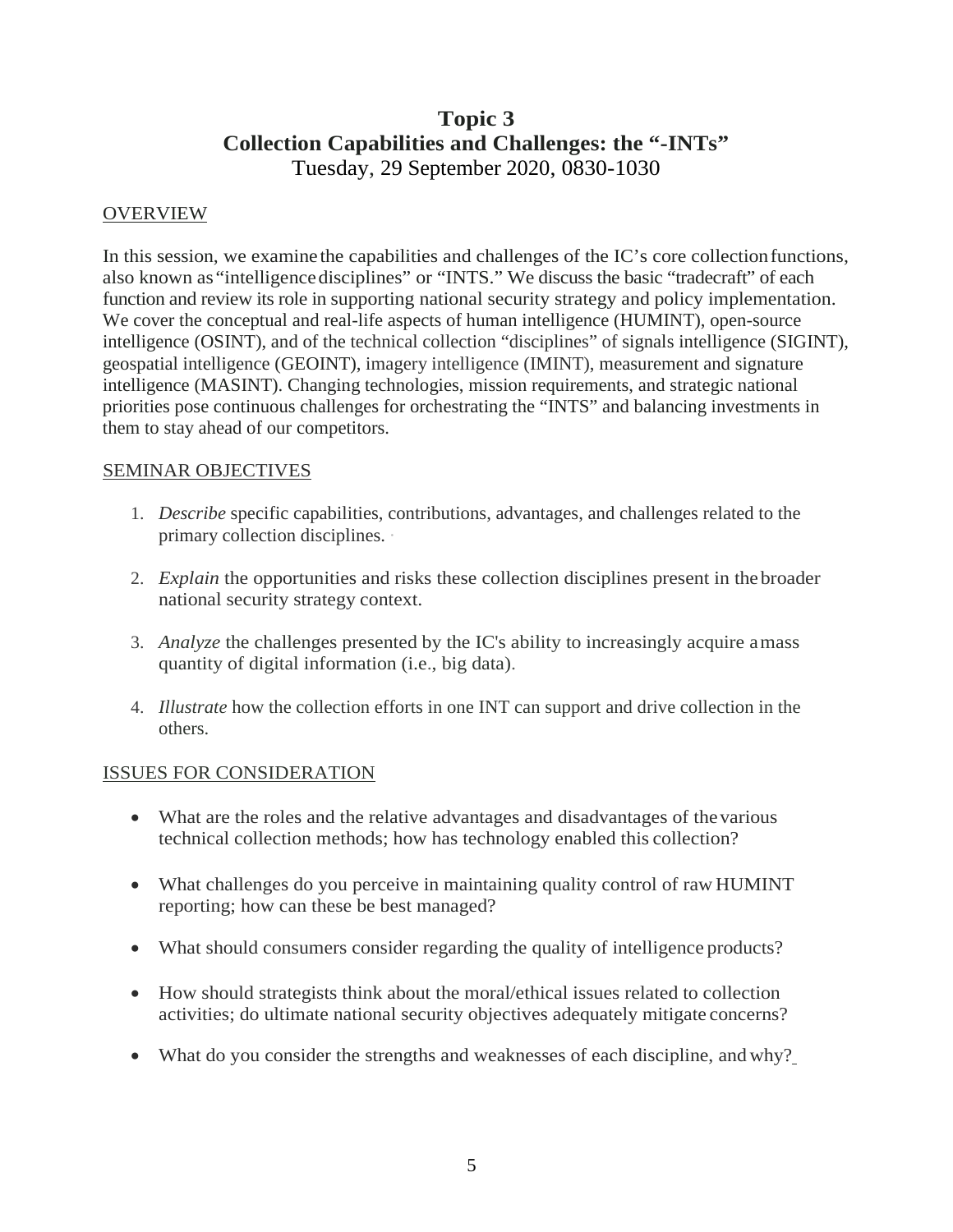# Topic 3
# Collection Capabilities and Challenges: the "-INTs"

Tuesday, 29 September 2020, 0830-1030

## OVERVIEW

In this session, we examine the capabilities and challenges of the IC's core collection functions, also known as "intelligence disciplines" or "INTS." We discuss the basic "tradecraft" of each function and review its role in supporting national security strategy and policy implementation. We cover the conceptual and real-life aspects of human intelligence (HUMINT), open-source intelligence (OSINT), and of the technical collection "disciplines" of signals intelligence (SIGINT), geospatial intelligence (GEOINT), imagery intelligence (IMINT), measurement and signature intelligence (MASINT). Changing technologies, mission requirements, and strategic national priorities pose continuous challenges for orchestrating the "INTS" and balancing investments in them to stay ahead of our competitors.

## SEMINAR OBJECTIVES

1. *Describe* specific capabilities, contributions, advantages, and challenges related to the primary collection disciplines.
2. *Explain* the opportunities and risks these collection disciplines present in the broader national security strategy context.
3. *Analyze* the challenges presented by the IC's ability to increasingly acquire a mass quantity of digital information (i.e., big data).
4. *Illustrate* how the collection efforts in one INT can support and drive collection in the others.

## ISSUES FOR CONSIDERATION

- What are the roles and the relative advantages and disadvantages of the various technical collection methods; how has technology enabled this collection?
- What challenges do you perceive in maintaining quality control of raw HUMINT reporting; how can these be best managed?
- What should consumers consider regarding the quality of intelligence products?
- How should strategists think about the moral/ethical issues related to collection activities; do ultimate national security objectives adequately mitigate concerns?
- What do you consider the strengths and weaknesses of each discipline, and why?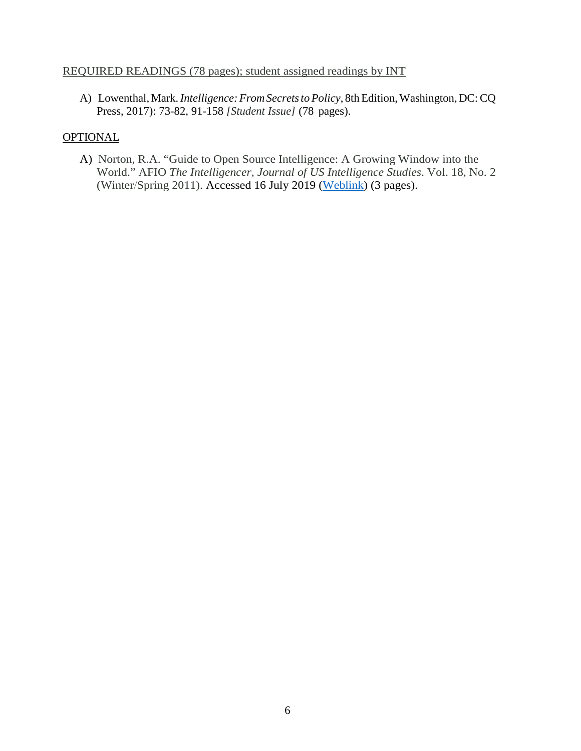REQUIRED READINGS (78 pages); student assigned readings by INT

A) Lowenthal, Mark. *Intelligence: From Secrets to Policy*, 8th Edition, Washington, DC: CQ Press, 2017): 73-82, 91-158 *[Student Issue]* (78 pages).

OPTIONAL

A) Norton, R.A. "Guide to Open Source Intelligence: A Growing Window into the World." AFIO *The Intelligencer, Journal of US Intelligence Studies*. Vol. 18, No. 2 (Winter/Spring 2011). Accessed 16 July 2019 (Weblink) (3 pages).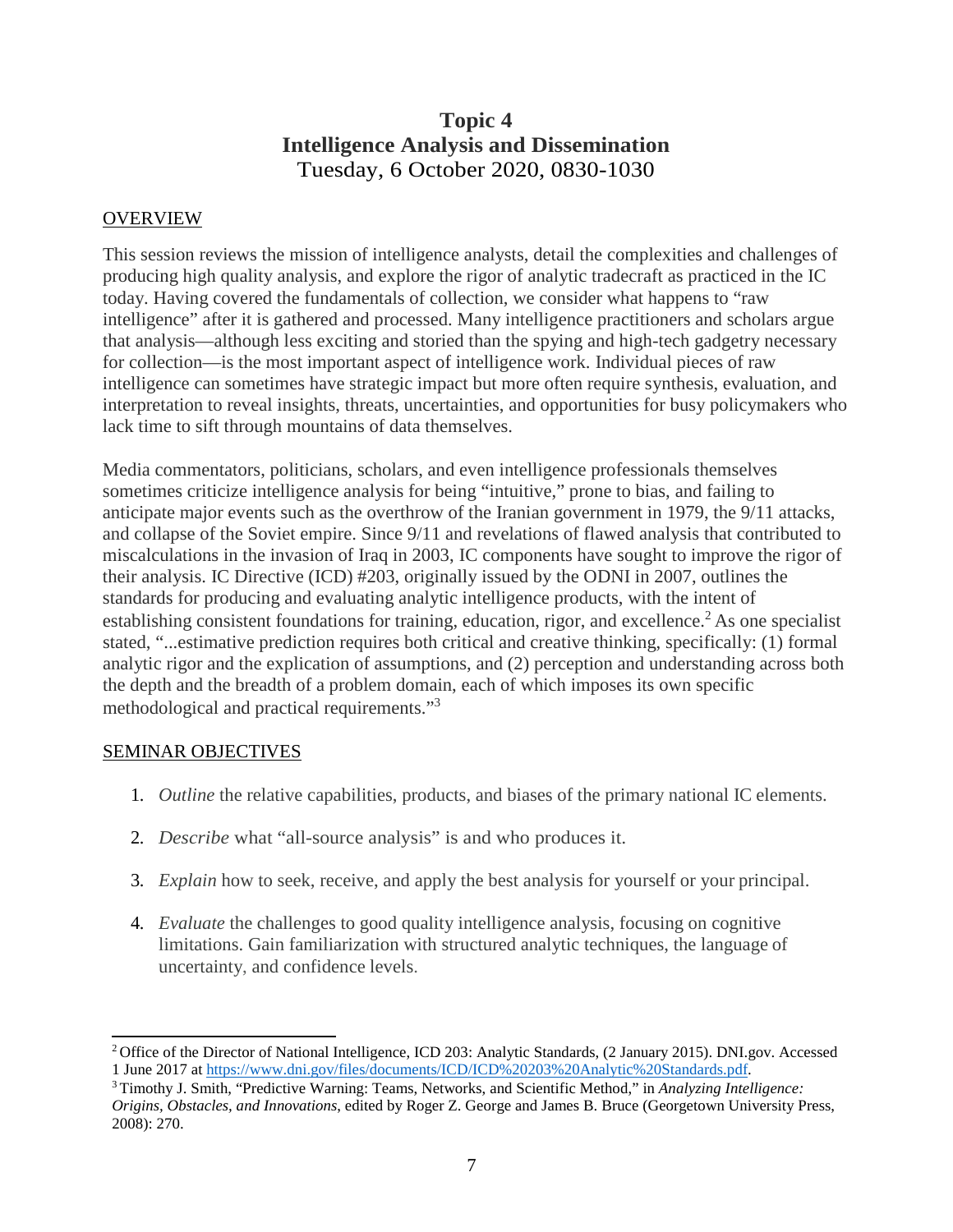# Topic 4
# Intelligence Analysis and Dissemination
Tuesday, 6 October 2020, 0830-1030

## OVERVIEW

This session reviews the mission of intelligence analysts, detail the complexities and challenges of producing high quality analysis, and explore the rigor of analytic tradecraft as practiced in the IC today. Having covered the fundamentals of collection, we consider what happens to "raw intelligence" after it is gathered and processed. Many intelligence practitioners and scholars argue that analysis—although less exciting and storied than the spying and high-tech gadgetry necessary for collection—is the most important aspect of intelligence work. Individual pieces of raw intelligence can sometimes have strategic impact but more often require synthesis, evaluation, and interpretation to reveal insights, threats, uncertainties, and opportunities for busy policymakers who lack time to sift through mountains of data themselves.

Media commentators, politicians, scholars, and even intelligence professionals themselves sometimes criticize intelligence analysis for being "intuitive," prone to bias, and failing to anticipate major events such as the overthrow of the Iranian government in 1979, the 9/11 attacks, and collapse of the Soviet empire. Since 9/11 and revelations of flawed analysis that contributed to miscalculations in the invasion of Iraq in 2003, IC components have sought to improve the rigor of their analysis. IC Directive (ICD) #203, originally issued by the ODNI in 2007, outlines the standards for producing and evaluating analytic intelligence products, with the intent of establishing consistent foundations for training, education, rigor, and excellence.[2] As one specialist stated, "...estimative prediction requires both critical and creative thinking, specifically: (1) formal analytic rigor and the explication of assumptions, and (2) perception and understanding across both the depth and the breadth of a problem domain, each of which imposes its own specific methodological and practical requirements."[3]

## SEMINAR OBJECTIVES

1. *Outline* the relative capabilities, products, and biases of the primary national IC elements.

2. *Describe* what "all-source analysis" is and who produces it.

3. *Explain* how to seek, receive, and apply the best analysis for yourself or your principal.

4. *Evaluate* the challenges to good quality intelligence analysis, focusing on cognitive limitations. Gain familiarization with structured analytic techniques, the language of uncertainty, and confidence levels.

---

[2] Office of the Director of National Intelligence, ICD 203: Analytic Standards, (2 January 2015). DNI.gov. Accessed 1 June 2017 at https://www.dni.gov/files/documents/ICD/ICD%20203%20Analytic%20Standards.pdf.

[3] Timothy J. Smith, "Predictive Warning: Teams, Networks, and Scientific Method," in *Analyzing Intelligence: Origins, Obstacles, and Innovations*, edited by Roger Z. George and James B. Bruce (Georgetown University Press, 2008): 270.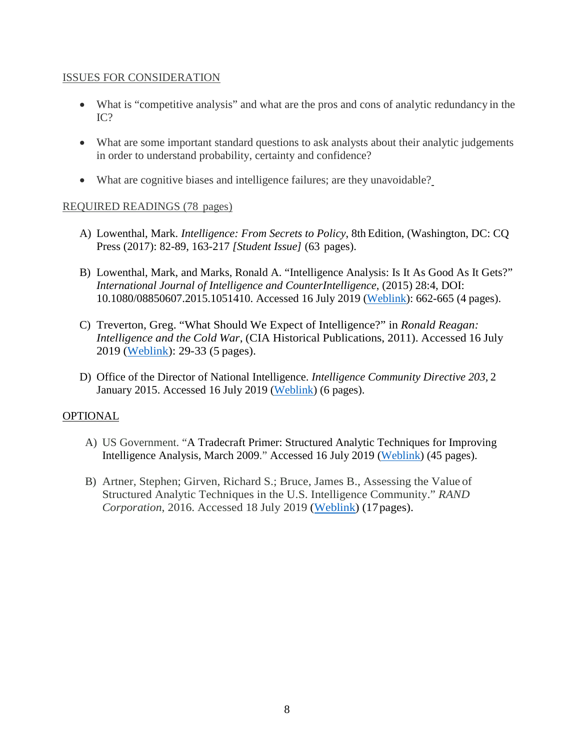<u>ISSUES FOR CONSIDERATION</u>

- What is "competitive analysis" and what are the pros and cons of analytic redundancy in the IC?
- What are some important standard questions to ask analysts about their analytic judgements in order to understand probability, certainty and confidence?
- What are cognitive biases and intelligence failures; are they unavoidable?

<u>REQUIRED READINGS (78 pages)</u>

A) Lowenthal, Mark. *Intelligence: From Secrets to Policy*, 8th Edition, (Washington, DC: CQ Press (2017): 82-89, 163-217 *[Student Issue]* (63 pages).

B) Lowenthal, Mark, and Marks, Ronald A. "Intelligence Analysis: Is It As Good As It Gets?" *International Journal of Intelligence and CounterIntelligence*, (2015) 28:4, DOI: 10.1080/08850607.2015.1051410. Accessed 16 July 2019 (Weblink): 662-665 (4 pages).

C) Treverton, Greg. "What Should We Expect of Intelligence?" in *Ronald Reagan: Intelligence and the Cold War*, (CIA Historical Publications, 2011). Accessed 16 July 2019 (Weblink): 29-33 (5 pages).

D) Office of the Director of National Intelligence. *Intelligence Community Directive 203,* 2 January 2015. Accessed 16 July 2019 (Weblink) (6 pages).

<u>OPTIONAL</u>

A) US Government. "A Tradecraft Primer: Structured Analytic Techniques for Improving Intelligence Analysis, March 2009." Accessed 16 July 2019 (Weblink) (45 pages).

B) Artner, Stephen; Girven, Richard S.; Bruce, James B., Assessing the Value of Structured Analytic Techniques in the U.S. Intelligence Community." *RAND Corporation*, 2016. Accessed 18 July 2019 (Weblink) (17 pages).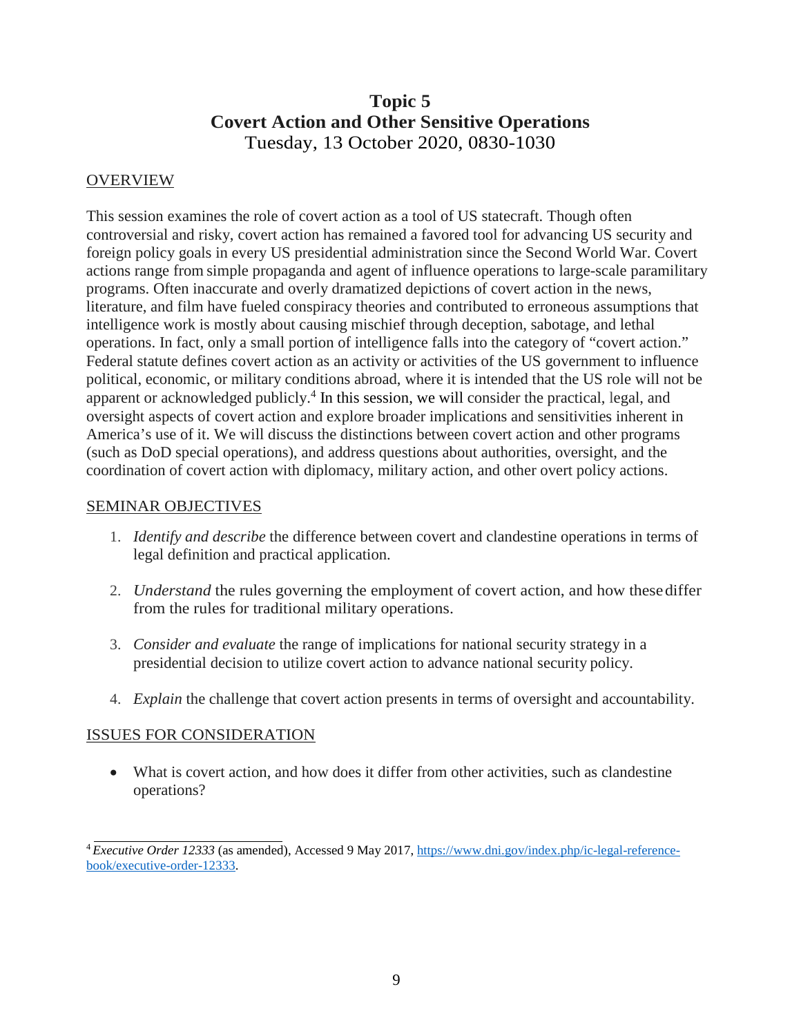# Topic 5
# Covert Action and Other Sensitive Operations

Tuesday, 13 October 2020, 0830-1030

## OVERVIEW

This session examines the role of covert action as a tool of US statecraft. Though often controversial and risky, covert action has remained a favored tool for advancing US security and foreign policy goals in every US presidential administration since the Second World War. Covert actions range from simple propaganda and agent of influence operations to large-scale paramilitary programs. Often inaccurate and overly dramatized depictions of covert action in the news, literature, and film have fueled conspiracy theories and contributed to erroneous assumptions that intelligence work is mostly about causing mischief through deception, sabotage, and lethal operations. In fact, only a small portion of intelligence falls into the category of "covert action." Federal statute defines covert action as an activity or activities of the US government to influence political, economic, or military conditions abroad, where it is intended that the US role will not be apparent or acknowledged publicly.[4] In this session, we will consider the practical, legal, and oversight aspects of covert action and explore broader implications and sensitivities inherent in America's use of it. We will discuss the distinctions between covert action and other programs (such as DoD special operations), and address questions about authorities, oversight, and the coordination of covert action with diplomacy, military action, and other overt policy actions.

## SEMINAR OBJECTIVES

1. *Identify and describe* the difference between covert and clandestine operations in terms of legal definition and practical application.
2. *Understand* the rules governing the employment of covert action, and how these differ from the rules for traditional military operations.
3. *Consider and evaluate* the range of implications for national security strategy in a presidential decision to utilize covert action to advance national security policy.
4. *Explain* the challenge that covert action presents in terms of oversight and accountability.

## ISSUES FOR CONSIDERATION

- What is covert action, and how does it differ from other activities, such as clandestine operations?

---

[4] *Executive Order 12333* (as amended), Accessed 9 May 2017, https://www.dni.gov/index.php/ic-legal-reference-book/executive-order-12333.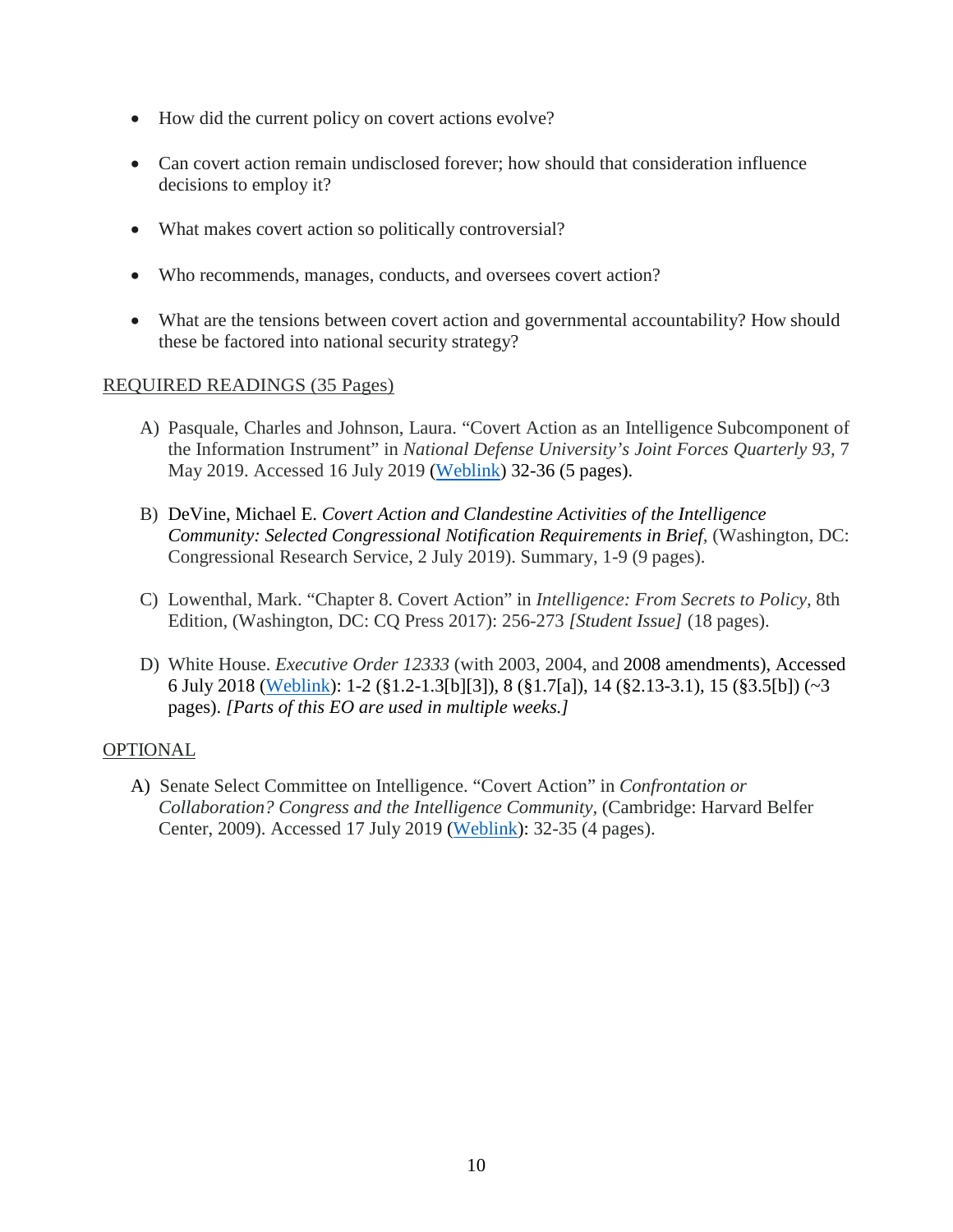- How did the current policy on covert actions evolve?

- Can covert action remain undisclosed forever; how should that consideration influence decisions to employ it?

- What makes covert action so politically controversial?

- Who recommends, manages, conducts, and oversees covert action?

- What are the tensions between covert action and governmental accountability? How should these be factored into national security strategy?

REQUIRED READINGS (35 Pages)

A) Pasquale, Charles and Johnson, Laura. "Covert Action as an Intelligence Subcomponent of the Information Instrument" in *National Defense University's Joint Forces Quarterly 93*, 7 May 2019. Accessed 16 July 2019 (Weblink) 32-36 (5 pages).

B) DeVine, Michael E. *Covert Action and Clandestine Activities of the Intelligence Community: Selected Congressional Notification Requirements in Brief*, (Washington, DC: Congressional Research Service, 2 July 2019). Summary, 1-9 (9 pages).

C) Lowenthal, Mark. "Chapter 8. Covert Action" in *Intelligence: From Secrets to Policy*, 8th Edition, (Washington, DC: CQ Press 2017): 256-273 *[Student Issue]* (18 pages).

D) White House. *Executive Order 12333* (with 2003, 2004, and 2008 amendments), Accessed 6 July 2018 (Weblink): 1-2 (§1.2-1.3[b][3]), 8 (§1.7[a]), 14 (§2.13-3.1), 15 (§3.5[b]) (~3 pages). *[Parts of this EO are used in multiple weeks.]*

OPTIONAL

A) Senate Select Committee on Intelligence. "Covert Action" in *Confrontation or Collaboration? Congress and the Intelligence Community*, (Cambridge: Harvard Belfer Center, 2009). Accessed 17 July 2019 (Weblink): 32-35 (4 pages).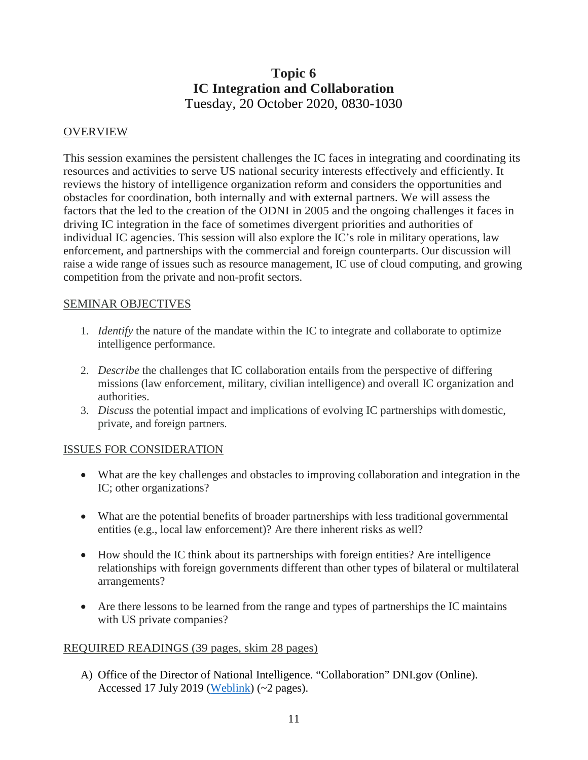# Topic 6
# IC Integration and Collaboration
Tuesday, 20 October 2020, 0830-1030

OVERVIEW

This session examines the persistent challenges the IC faces in integrating and coordinating its resources and activities to serve US national security interests effectively and efficiently. It reviews the history of intelligence organization reform and considers the opportunities and obstacles for coordination, both internally and with external partners. We will assess the factors that the led to the creation of the ODNI in 2005 and the ongoing challenges it faces in driving IC integration in the face of sometimes divergent priorities and authorities of individual IC agencies. This session will also explore the IC's role in military operations, law enforcement, and partnerships with the commercial and foreign counterparts. Our discussion will raise a wide range of issues such as resource management, IC use of cloud computing, and growing competition from the private and non-profit sectors.

SEMINAR OBJECTIVES

1. *Identify* the nature of the mandate within the IC to integrate and collaborate to optimize intelligence performance.
2. *Describe* the challenges that IC collaboration entails from the perspective of differing missions (law enforcement, military, civilian intelligence) and overall IC organization and authorities.
3. *Discuss* the potential impact and implications of evolving IC partnerships with domestic, private, and foreign partners.

ISSUES FOR CONSIDERATION

- What are the key challenges and obstacles to improving collaboration and integration in the IC; other organizations?
- What are the potential benefits of broader partnerships with less traditional governmental entities (e.g., local law enforcement)? Are there inherent risks as well?
- How should the IC think about its partnerships with foreign entities? Are intelligence relationships with foreign governments different than other types of bilateral or multilateral arrangements?
- Are there lessons to be learned from the range and types of partnerships the IC maintains with US private companies?

REQUIRED READINGS (39 pages, skim 28 pages)

A) Office of the Director of National Intelligence. "Collaboration" DNI.gov (Online). Accessed 17 July 2019 (Weblink) (~2 pages).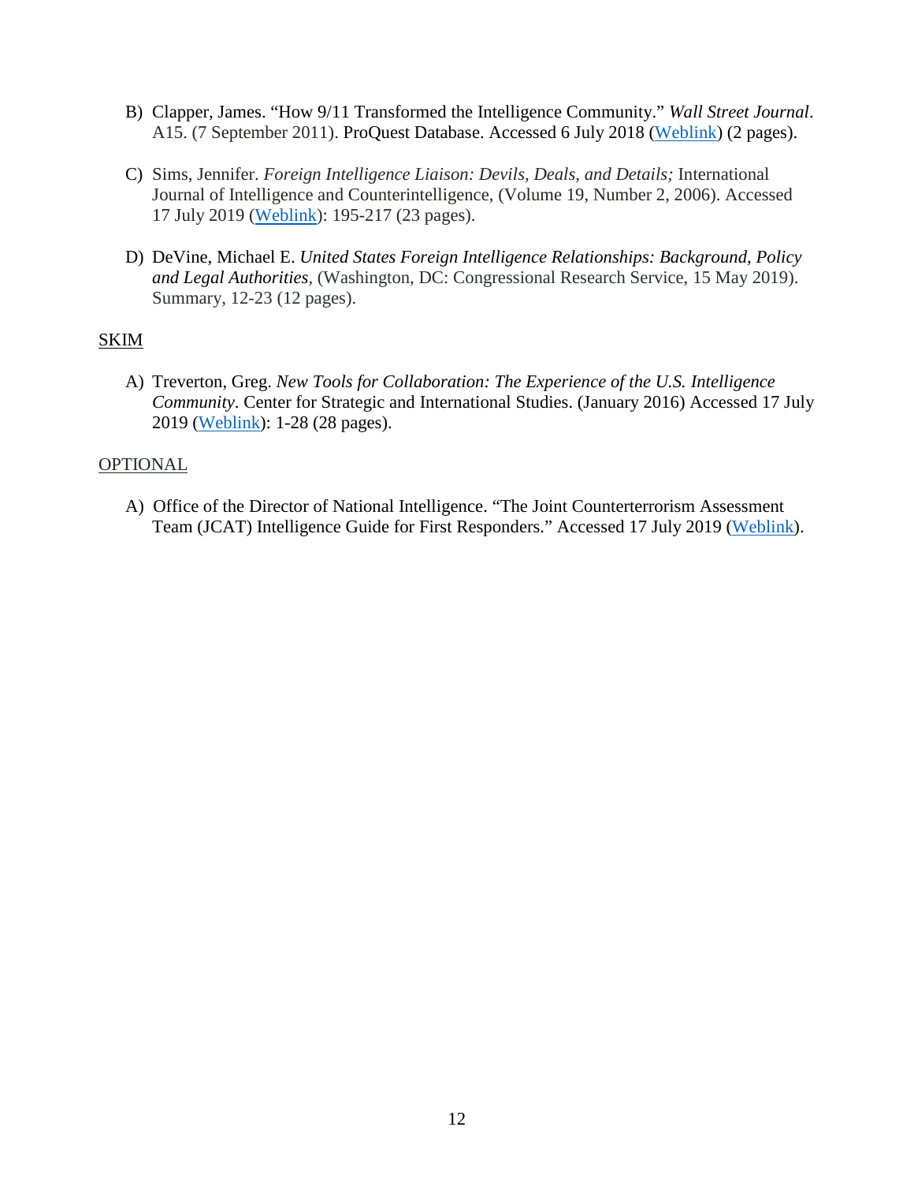B) Clapper, James. "How 9/11 Transformed the Intelligence Community." *Wall Street Journal*. A15. (7 September 2011). ProQuest Database. Accessed 6 July 2018 (Weblink) (2 pages).

C) Sims, Jennifer. *Foreign Intelligence Liaison: Devils, Deals, and Details;* International Journal of Intelligence and Counterintelligence, (Volume 19, Number 2, 2006). Accessed 17 July 2019 (Weblink): 195-217 (23 pages).

D) DeVine, Michael E. *United States Foreign Intelligence Relationships: Background, Policy and Legal Authorities*, (Washington, DC: Congressional Research Service, 15 May 2019). Summary, 12-23 (12 pages).

<u>SKIM</u>

A) Treverton, Greg. *New Tools for Collaboration: The Experience of the U.S. Intelligence Community*. Center for Strategic and International Studies. (January 2016) Accessed 17 July 2019 (Weblink): 1-28 (28 pages).

<u>OPTIONAL</u>

A) Office of the Director of National Intelligence. "The Joint Counterterrorism Assessment Team (JCAT) Intelligence Guide for First Responders." Accessed 17 July 2019 (Weblink).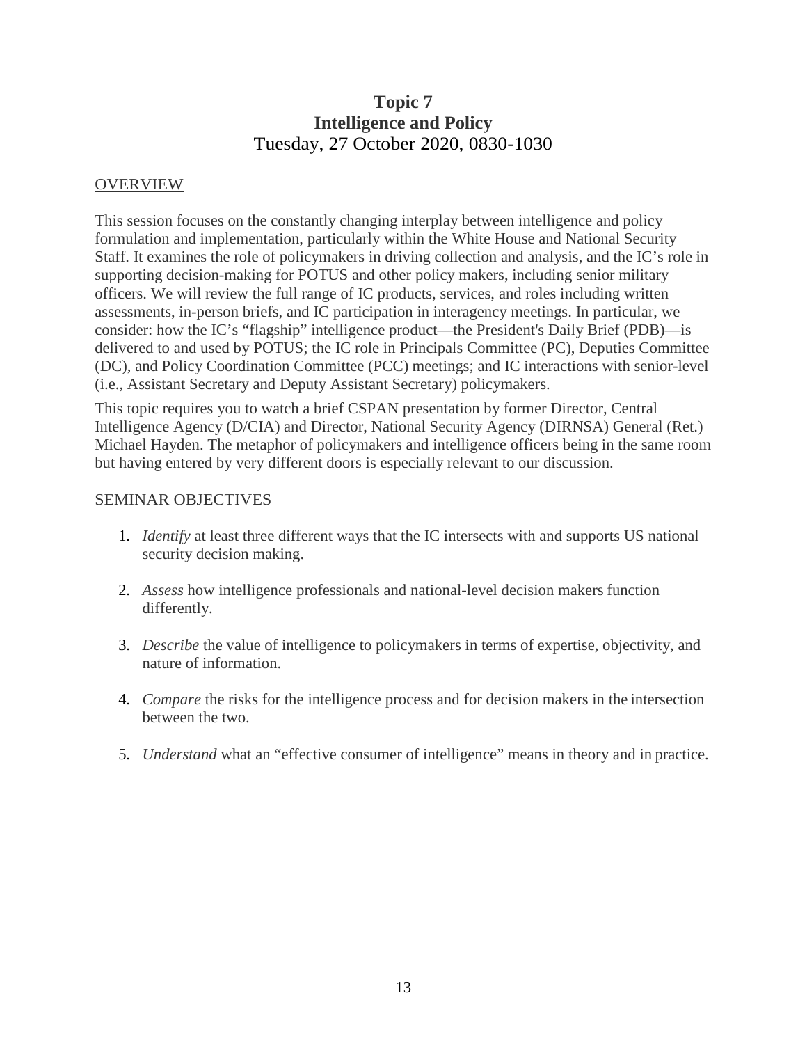# Topic 7
# Intelligence and Policy
Tuesday, 27 October 2020, 0830-1030

<u>OVERVIEW</u>

This session focuses on the constantly changing interplay between intelligence and policy formulation and implementation, particularly within the White House and National Security Staff. It examines the role of policymakers in driving collection and analysis, and the IC's role in supporting decision-making for POTUS and other policy makers, including senior military officers. We will review the full range of IC products, services, and roles including written assessments, in-person briefs, and IC participation in interagency meetings. In particular, we consider: how the IC's "flagship" intelligence product—the President's Daily Brief (PDB)—is delivered to and used by POTUS; the IC role in Principals Committee (PC), Deputies Committee (DC), and Policy Coordination Committee (PCC) meetings; and IC interactions with senior-level (i.e., Assistant Secretary and Deputy Assistant Secretary) policymakers.

This topic requires you to watch a brief CSPAN presentation by former Director, Central Intelligence Agency (D/CIA) and Director, National Security Agency (DIRNSA) General (Ret.) Michael Hayden. The metaphor of policymakers and intelligence officers being in the same room but having entered by very different doors is especially relevant to our discussion.

<u>SEMINAR OBJECTIVES</u>

1. *Identify* at least three different ways that the IC intersects with and supports US national security decision making.
2. *Assess* how intelligence professionals and national-level decision makers function differently.
3. *Describe* the value of intelligence to policymakers in terms of expertise, objectivity, and nature of information.
4. *Compare* the risks for the intelligence process and for decision makers in the intersection between the two.
5. *Understand* what an "effective consumer of intelligence" means in theory and in practice.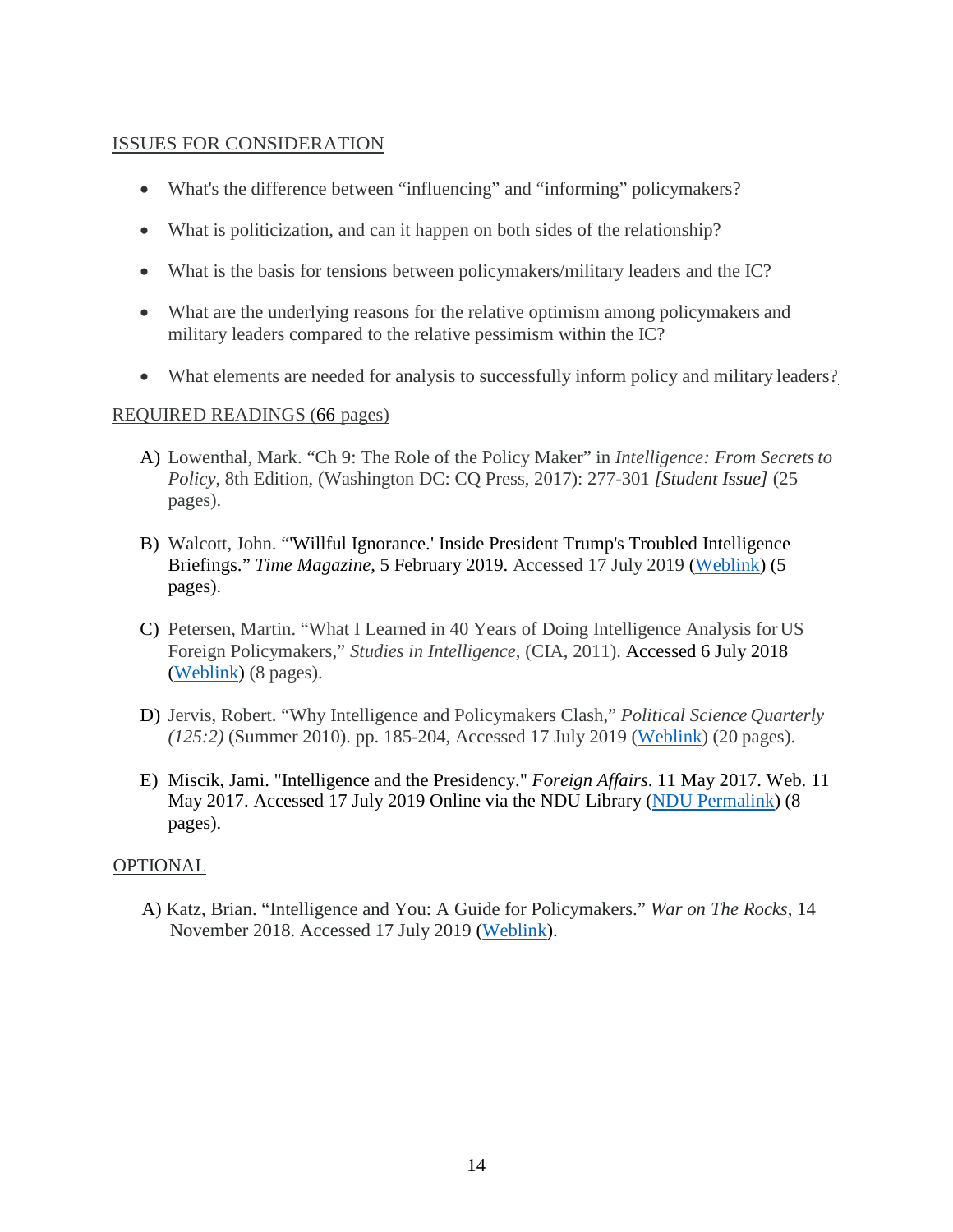## ISSUES FOR CONSIDERATION

- What's the difference between "influencing" and "informing" policymakers?
- What is politicization, and can it happen on both sides of the relationship?
- What is the basis for tensions between policymakers/military leaders and the IC?
- What are the underlying reasons for the relative optimism among policymakers and military leaders compared to the relative pessimism within the IC?
- What elements are needed for analysis to successfully inform policy and military leaders?

## REQUIRED READINGS (66 pages)

A) Lowenthal, Mark. "Ch 9: The Role of the Policy Maker" in *Intelligence: From Secrets to Policy*, 8th Edition, (Washington DC: CQ Press, 2017): 277-301 *[Student Issue]* (25 pages).

B) Walcott, John. "'Willful Ignorance.' Inside President Trump's Troubled Intelligence Briefings." *Time Magazine*, 5 February 2019. Accessed 17 July 2019 (Weblink) (5 pages).

C) Petersen, Martin. "What I Learned in 40 Years of Doing Intelligence Analysis for US Foreign Policymakers," *Studies in Intelligence*, (CIA, 2011). Accessed 6 July 2018 (Weblink) (8 pages).

D) Jervis, Robert. "Why Intelligence and Policymakers Clash," *Political Science Quarterly (125:2)* (Summer 2010). pp. 185-204, Accessed 17 July 2019 (Weblink) (20 pages).

E) Miscik, Jami. "Intelligence and the Presidency." *Foreign Affairs*. 11 May 2017. Web. 11 May 2017. Accessed 17 July 2019 Online via the NDU Library (NDU Permalink) (8 pages).

## OPTIONAL

A) Katz, Brian. "Intelligence and You: A Guide for Policymakers." *War on The Rocks*, 14 November 2018. Accessed 17 July 2019 (Weblink).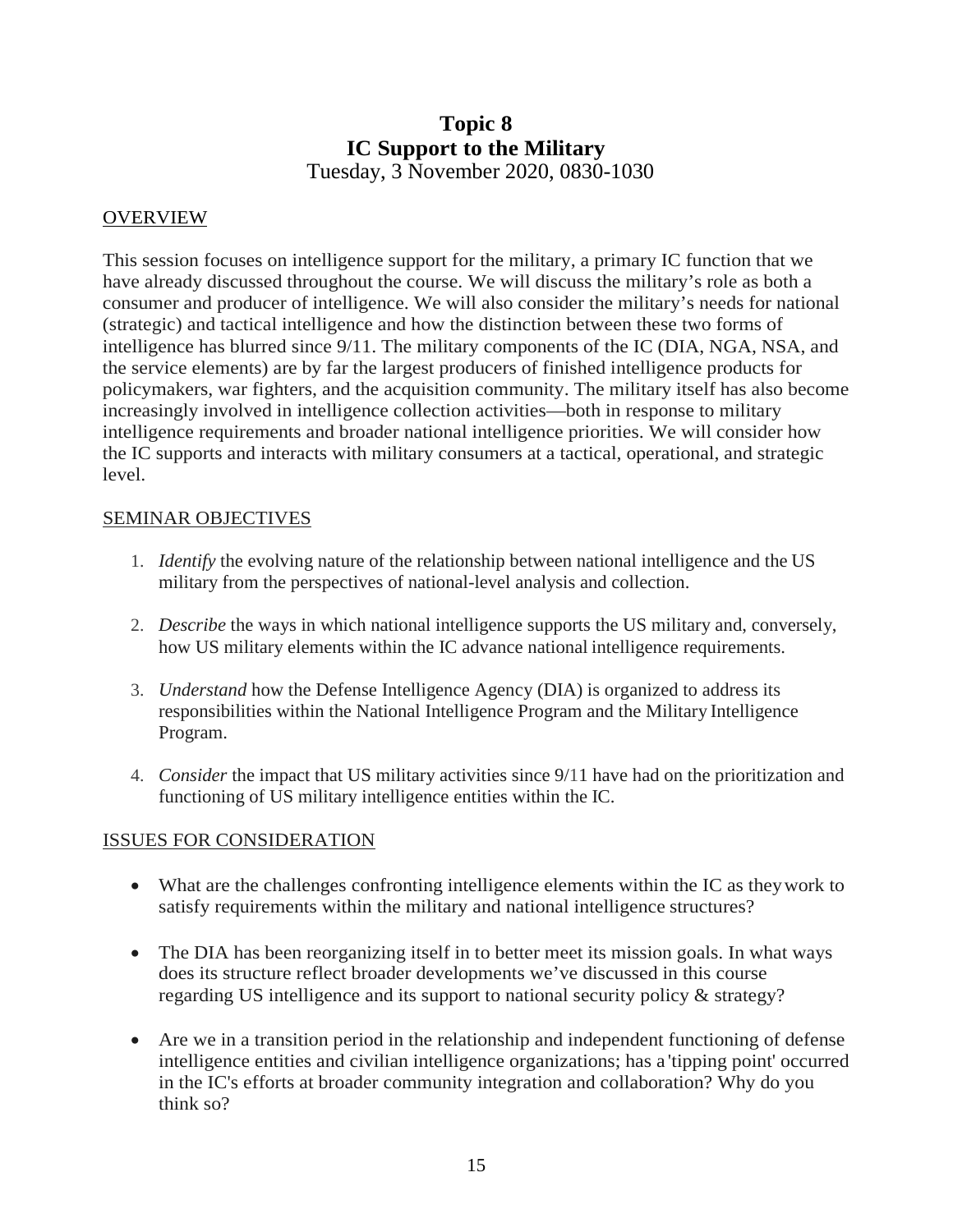# Topic 8
# IC Support to the Military

Tuesday, 3 November 2020, 0830-1030

## OVERVIEW

This session focuses on intelligence support for the military, a primary IC function that we have already discussed throughout the course. We will discuss the military's role as both a consumer and producer of intelligence. We will also consider the military's needs for national (strategic) and tactical intelligence and how the distinction between these two forms of intelligence has blurred since 9/11. The military components of the IC (DIA, NGA, NSA, and the service elements) are by far the largest producers of finished intelligence products for policymakers, war fighters, and the acquisition community. The military itself has also become increasingly involved in intelligence collection activities—both in response to military intelligence requirements and broader national intelligence priorities. We will consider how the IC supports and interacts with military consumers at a tactical, operational, and strategic level.

## SEMINAR OBJECTIVES

1. *Identify* the evolving nature of the relationship between national intelligence and the US military from the perspectives of national-level analysis and collection.
2. *Describe* the ways in which national intelligence supports the US military and, conversely, how US military elements within the IC advance national intelligence requirements.
3. *Understand* how the Defense Intelligence Agency (DIA) is organized to address its responsibilities within the National Intelligence Program and the Military Intelligence Program.
4. *Consider* the impact that US military activities since 9/11 have had on the prioritization and functioning of US military intelligence entities within the IC.

## ISSUES FOR CONSIDERATION

- What are the challenges confronting intelligence elements within the IC as they work to satisfy requirements within the military and national intelligence structures?
- The DIA has been reorganizing itself in to better meet its mission goals. In what ways does its structure reflect broader developments we've discussed in this course regarding US intelligence and its support to national security policy & strategy?
- Are we in a transition period in the relationship and independent functioning of defense intelligence entities and civilian intelligence organizations; has a 'tipping point' occurred in the IC's efforts at broader community integration and collaboration? Why do you think so?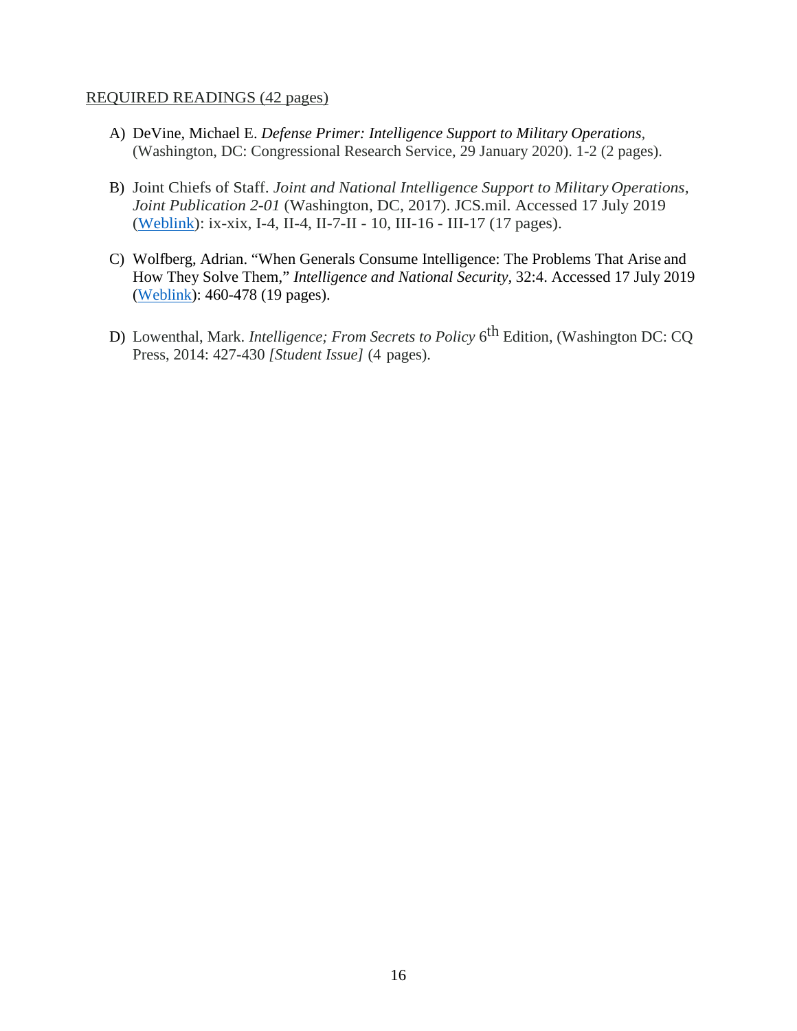REQUIRED READINGS (42 pages)

A) DeVine, Michael E. *Defense Primer: Intelligence Support to Military Operations,* (Washington, DC: Congressional Research Service, 29 January 2020). 1-2 (2 pages).

B) Joint Chiefs of Staff. *Joint and National Intelligence Support to Military Operations, Joint Publication 2-01* (Washington, DC, 2017). JCS.mil. Accessed 17 July 2019 (Weblink): ix-xix, I-4, II-4, II-7-II - 10, III-16 - III-17 (17 pages).

C) Wolfberg, Adrian. "When Generals Consume Intelligence: The Problems That Arise and How They Solve Them," *Intelligence and National Security,* 32:4. Accessed 17 July 2019 (Weblink): 460-478 (19 pages).

D) Lowenthal, Mark. *Intelligence; From Secrets to Policy* 6th Edition, (Washington DC: CQ Press, 2014: 427-430 *[Student Issue]* (4 pages).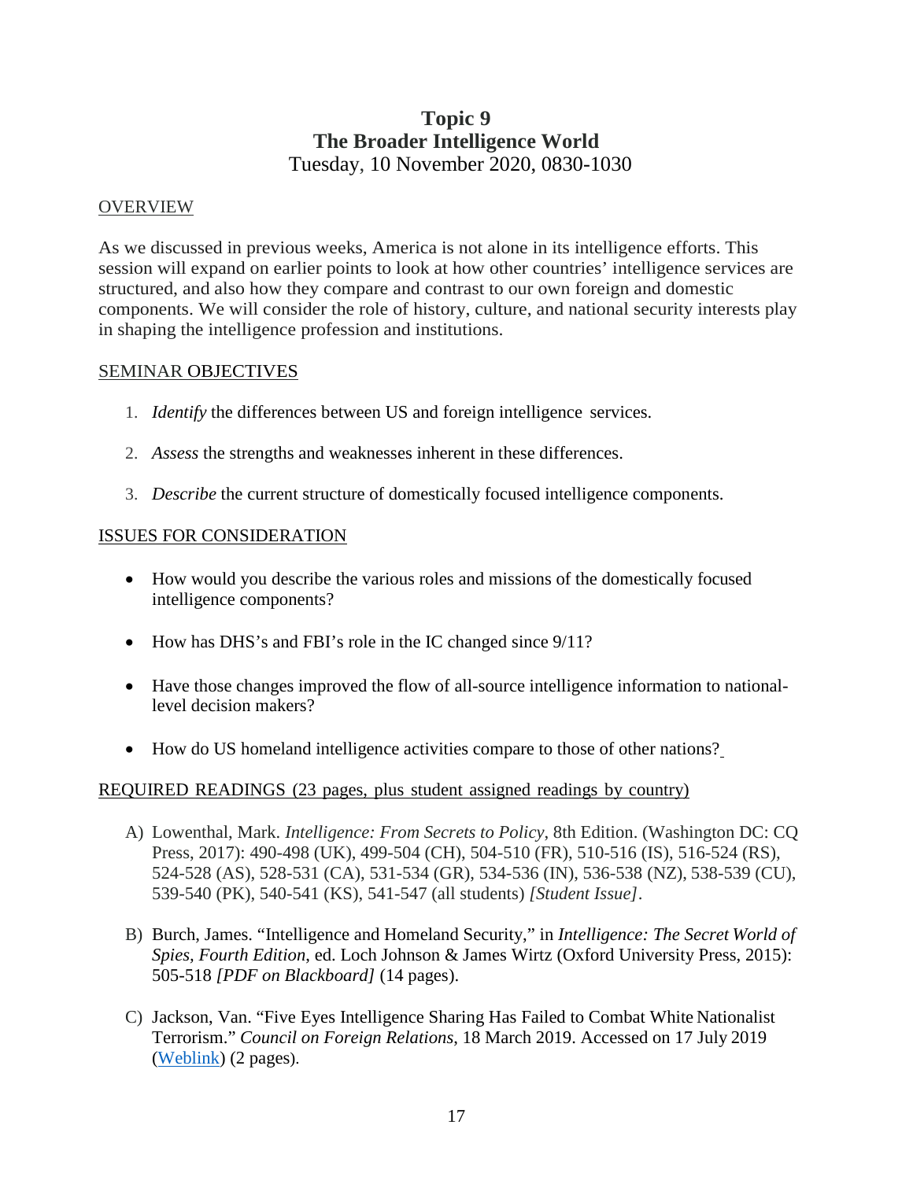# Topic 9
# The Broader Intelligence World
Tuesday, 10 November 2020, 0830-1030

OVERVIEW

As we discussed in previous weeks, America is not alone in its intelligence efforts. This session will expand on earlier points to look at how other countries' intelligence services are structured, and also how they compare and contrast to our own foreign and domestic components. We will consider the role of history, culture, and national security interests play in shaping the intelligence profession and institutions.

SEMINAR OBJECTIVES

1. *Identify* the differences between US and foreign intelligence services.
2. *Assess* the strengths and weaknesses inherent in these differences.
3. *Describe* the current structure of domestically focused intelligence components.

ISSUES FOR CONSIDERATION

- How would you describe the various roles and missions of the domestically focused intelligence components?
- How has DHS's and FBI's role in the IC changed since 9/11?
- Have those changes improved the flow of all-source intelligence information to national-level decision makers?
- How do US homeland intelligence activities compare to those of other nations?

REQUIRED READINGS (23 pages, plus student assigned readings by country)

A) Lowenthal, Mark. *Intelligence: From Secrets to Policy*, 8th Edition. (Washington DC: CQ Press, 2017): 490-498 (UK), 499-504 (CH), 504-510 (FR), 510-516 (IS), 516-524 (RS), 524-528 (AS), 528-531 (CA), 531-534 (GR), 534-536 (IN), 536-538 (NZ), 538-539 (CU), 539-540 (PK), 540-541 (KS), 541-547 (all students) *[Student Issue]*.

B) Burch, James. "Intelligence and Homeland Security," in *Intelligence: The Secret World of Spies, Fourth Edition*, ed. Loch Johnson & James Wirtz (Oxford University Press, 2015): 505-518 *[PDF on Blackboard]* (14 pages).

C) Jackson, Van. "Five Eyes Intelligence Sharing Has Failed to Combat White Nationalist Terrorism." *Council on Foreign Relations*, 18 March 2019. Accessed on 17 July 2019 (Weblink) (2 pages).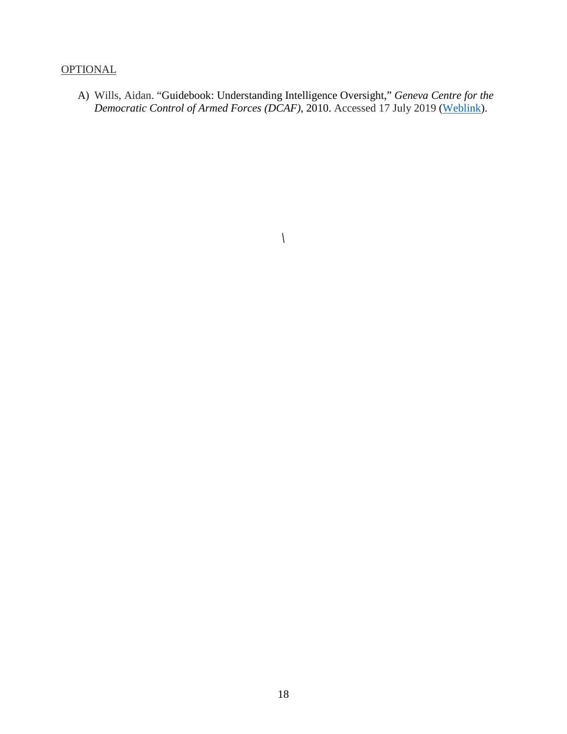OPTIONAL

A) Wills, Aidan. "Guidebook: Understanding Intelligence Oversight," *Geneva Centre for the Democratic Control of Armed Forces (DCAF)*, 2010. Accessed 17 July 2019 (Weblink).

\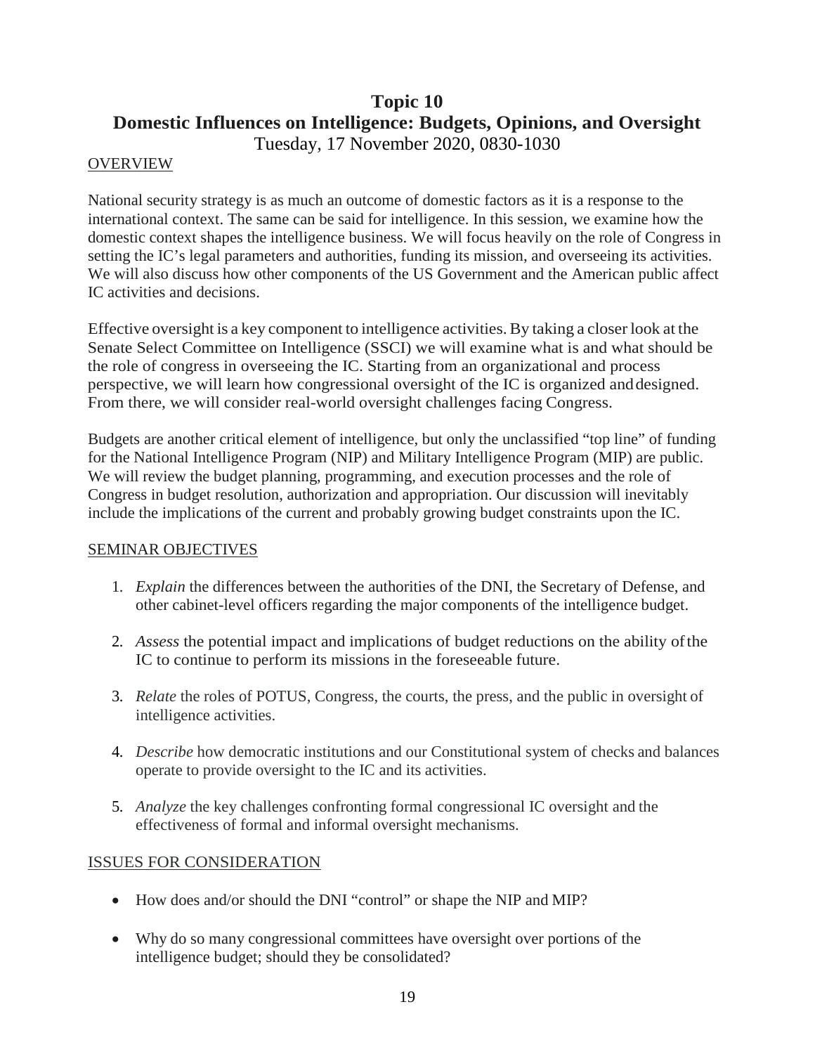# Topic 10
# Domestic Influences on Intelligence: Budgets, Opinions, and Oversight

Tuesday, 17 November 2020, 0830-1030

## OVERVIEW

National security strategy is as much an outcome of domestic factors as it is a response to the international context. The same can be said for intelligence. In this session, we examine how the domestic context shapes the intelligence business. We will focus heavily on the role of Congress in setting the IC's legal parameters and authorities, funding its mission, and overseeing its activities. We will also discuss how other components of the US Government and the American public affect IC activities and decisions.

Effective oversight is a key component to intelligence activities. By taking a closer look at the Senate Select Committee on Intelligence (SSCI) we will examine what is and what should be the role of congress in overseeing the IC. Starting from an organizational and process perspective, we will learn how congressional oversight of the IC is organized and designed. From there, we will consider real-world oversight challenges facing Congress.

Budgets are another critical element of intelligence, but only the unclassified "top line" of funding for the National Intelligence Program (NIP) and Military Intelligence Program (MIP) are public. We will review the budget planning, programming, and execution processes and the role of Congress in budget resolution, authorization and appropriation. Our discussion will inevitably include the implications of the current and probably growing budget constraints upon the IC.

## SEMINAR OBJECTIVES

1. *Explain* the differences between the authorities of the DNI, the Secretary of Defense, and other cabinet-level officers regarding the major components of the intelligence budget.
2. *Assess* the potential impact and implications of budget reductions on the ability of the IC to continue to perform its missions in the foreseeable future.
3. *Relate* the roles of POTUS, Congress, the courts, the press, and the public in oversight of intelligence activities.
4. *Describe* how democratic institutions and our Constitutional system of checks and balances operate to provide oversight to the IC and its activities.
5. *Analyze* the key challenges confronting formal congressional IC oversight and the effectiveness of formal and informal oversight mechanisms.

## ISSUES FOR CONSIDERATION

- How does and/or should the DNI "control" or shape the NIP and MIP?
- Why do so many congressional committees have oversight over portions of the intelligence budget; should they be consolidated?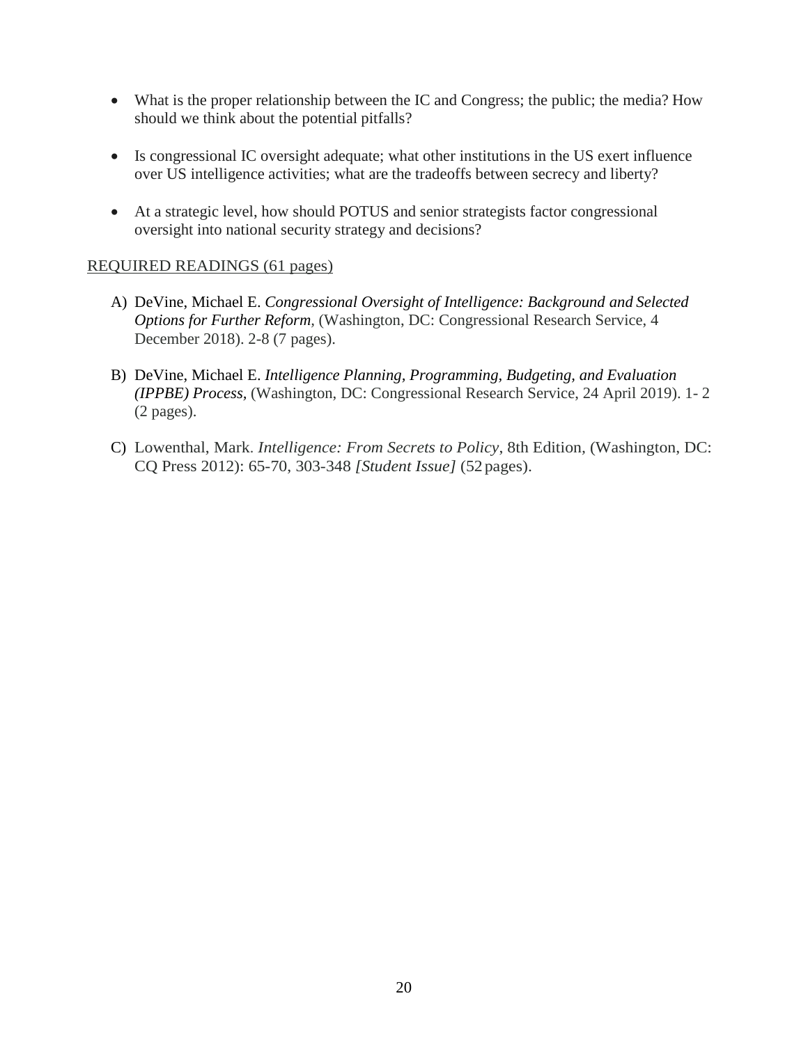- What is the proper relationship between the IC and Congress; the public; the media? How should we think about the potential pitfalls?
- Is congressional IC oversight adequate; what other institutions in the US exert influence over US intelligence activities; what are the tradeoffs between secrecy and liberty?
- At a strategic level, how should POTUS and senior strategists factor congressional oversight into national security strategy and decisions?

REQUIRED READINGS (61 pages)

A) DeVine, Michael E. *Congressional Oversight of Intelligence: Background and Selected Options for Further Reform*, (Washington, DC: Congressional Research Service, 4 December 2018). 2-8 (7 pages).

B) DeVine, Michael E. *Intelligence Planning, Programming, Budgeting, and Evaluation (IPPBE) Process*, (Washington, DC: Congressional Research Service, 24 April 2019). 1- 2 (2 pages).

C) Lowenthal, Mark. *Intelligence: From Secrets to Policy*, 8th Edition, (Washington, DC: CQ Press 2012): 65-70, 303-348 *[Student Issue]* (52 pages).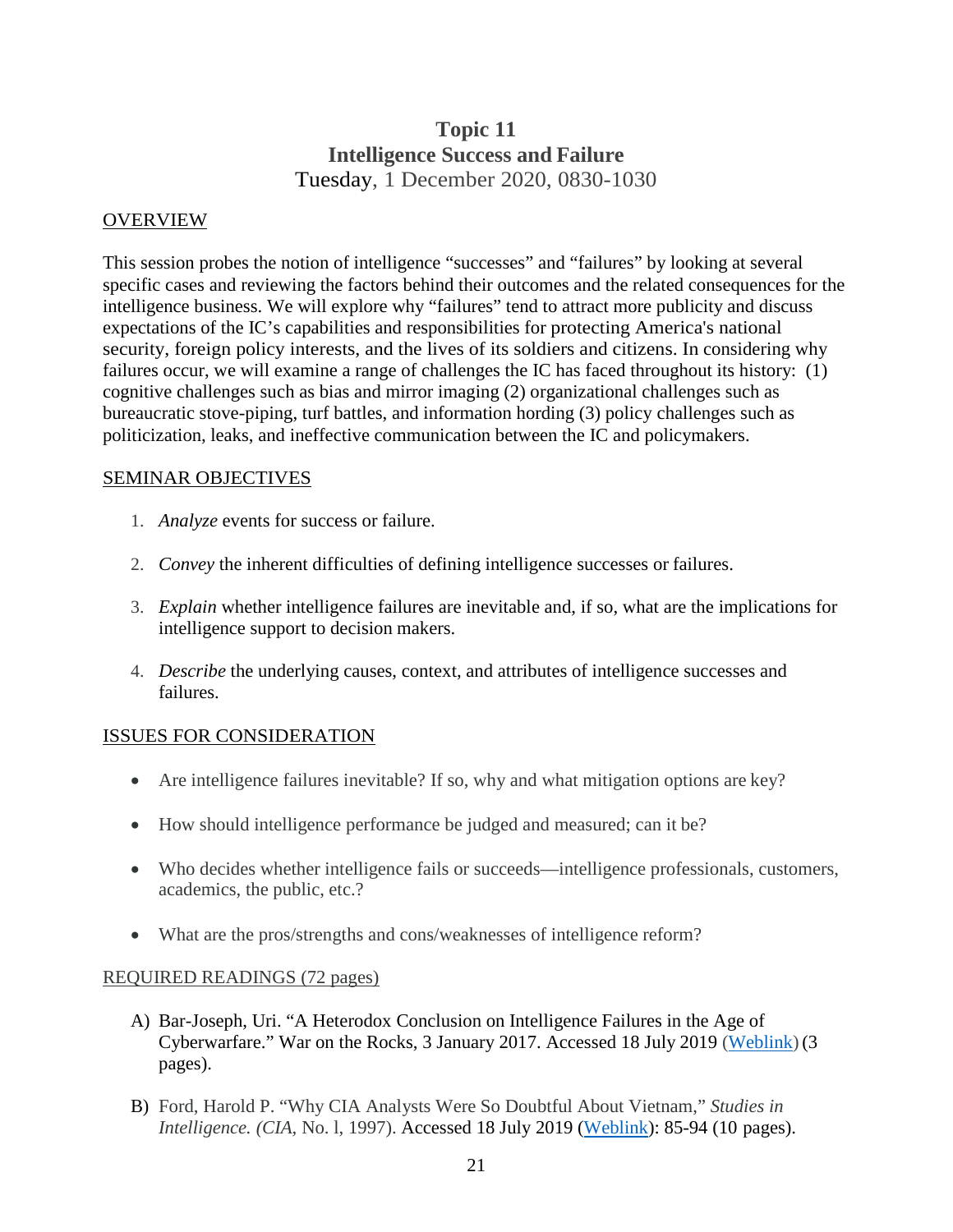# Topic 11
## Intelligence Success and Failure
Tuesday, 1 December 2020, 0830-1030

### OVERVIEW

This session probes the notion of intelligence "successes" and "failures" by looking at several specific cases and reviewing the factors behind their outcomes and the related consequences for the intelligence business. We will explore why "failures" tend to attract more publicity and discuss expectations of the IC's capabilities and responsibilities for protecting America's national security, foreign policy interests, and the lives of its soldiers and citizens. In considering why failures occur, we will examine a range of challenges the IC has faced throughout its history: (1) cognitive challenges such as bias and mirror imaging (2) organizational challenges such as bureaucratic stove-piping, turf battles, and information hording (3) policy challenges such as politicization, leaks, and ineffective communication between the IC and policymakers.

### SEMINAR OBJECTIVES

1. *Analyze* events for success or failure.
2. *Convey* the inherent difficulties of defining intelligence successes or failures.
3. *Explain* whether intelligence failures are inevitable and, if so, what are the implications for intelligence support to decision makers.
4. *Describe* the underlying causes, context, and attributes of intelligence successes and failures.

### ISSUES FOR CONSIDERATION

- Are intelligence failures inevitable? If so, why and what mitigation options are key?
- How should intelligence performance be judged and measured; can it be?
- Who decides whether intelligence fails or succeeds—intelligence professionals, customers, academics, the public, etc.?
- What are the pros/strengths and cons/weaknesses of intelligence reform?

### REQUIRED READINGS (72 pages)

A) Bar-Joseph, Uri. "A Heterodox Conclusion on Intelligence Failures in the Age of Cyberwarfare." War on the Rocks, 3 January 2017. Accessed 18 July 2019 (Weblink) (3 pages).

B) Ford, Harold P. "Why CIA Analysts Were So Doubtful About Vietnam," *Studies in Intelligence. (CIA,* No. l, 1997). Accessed 18 July 2019 (Weblink): 85-94 (10 pages).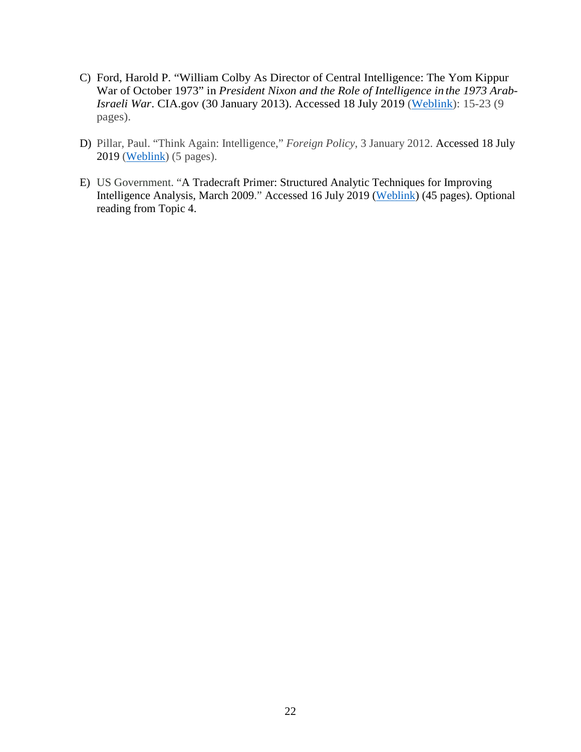C) Ford, Harold P. "William Colby As Director of Central Intelligence: The Yom Kippur War of October 1973" in *President Nixon and the Role of Intelligence in the 1973 Arab-Israeli War*. CIA.gov (30 January 2013). Accessed 18 July 2019 (Weblink): 15-23 (9 pages).

D) Pillar, Paul. "Think Again: Intelligence," *Foreign Policy*, 3 January 2012. Accessed 18 July 2019 (Weblink) (5 pages).

E) US Government. "A Tradecraft Primer: Structured Analytic Techniques for Improving Intelligence Analysis, March 2009." Accessed 16 July 2019 (Weblink) (45 pages). Optional reading from Topic 4.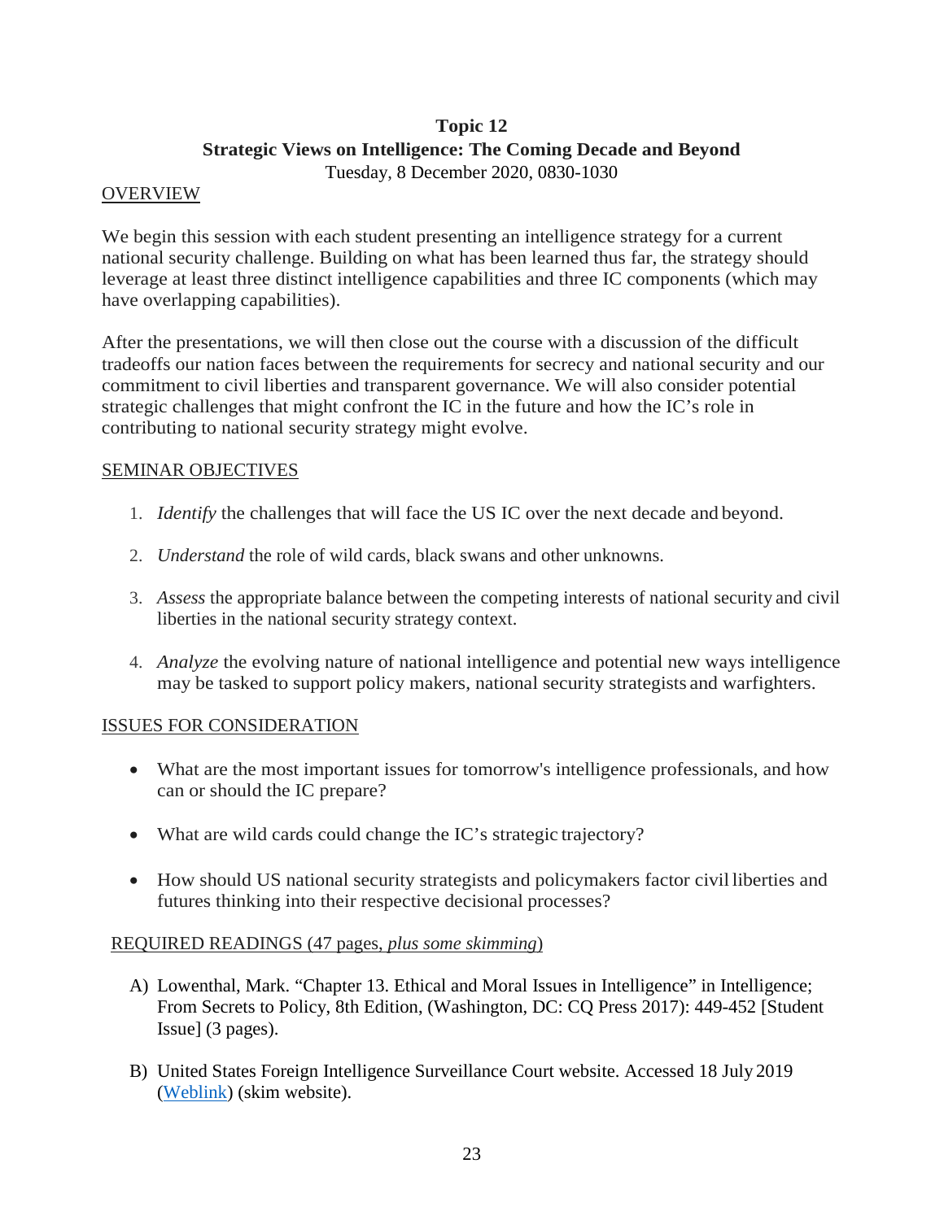# Topic 12
## Strategic Views on Intelligence: The Coming Decade and Beyond
Tuesday, 8 December 2020, 0830-1030

OVERVIEW

We begin this session with each student presenting an intelligence strategy for a current national security challenge. Building on what has been learned thus far, the strategy should leverage at least three distinct intelligence capabilities and three IC components (which may have overlapping capabilities).

After the presentations, we will then close out the course with a discussion of the difficult tradeoffs our nation faces between the requirements for secrecy and national security and our commitment to civil liberties and transparent governance. We will also consider potential strategic challenges that might confront the IC in the future and how the IC's role in contributing to national security strategy might evolve.

SEMINAR OBJECTIVES

1. *Identify* the challenges that will face the US IC over the next decade and beyond.
2. *Understand* the role of wild cards, black swans and other unknowns.
3. *Assess* the appropriate balance between the competing interests of national security and civil liberties in the national security strategy context.
4. *Analyze* the evolving nature of national intelligence and potential new ways intelligence may be tasked to support policy makers, national security strategists and warfighters.

ISSUES FOR CONSIDERATION

- What are the most important issues for tomorrow's intelligence professionals, and how can or should the IC prepare?
- What are wild cards could change the IC's strategic trajectory?
- How should US national security strategists and policymakers factor civil liberties and futures thinking into their respective decisional processes?

REQUIRED READINGS (47 pages, *plus some skimming*)

A) Lowenthal, Mark. "Chapter 13. Ethical and Moral Issues in Intelligence" in Intelligence; From Secrets to Policy, 8th Edition, (Washington, DC: CQ Press 2017): 449-452 [Student Issue] (3 pages).

B) United States Foreign Intelligence Surveillance Court website. Accessed 18 July 2019 (Weblink) (skim website).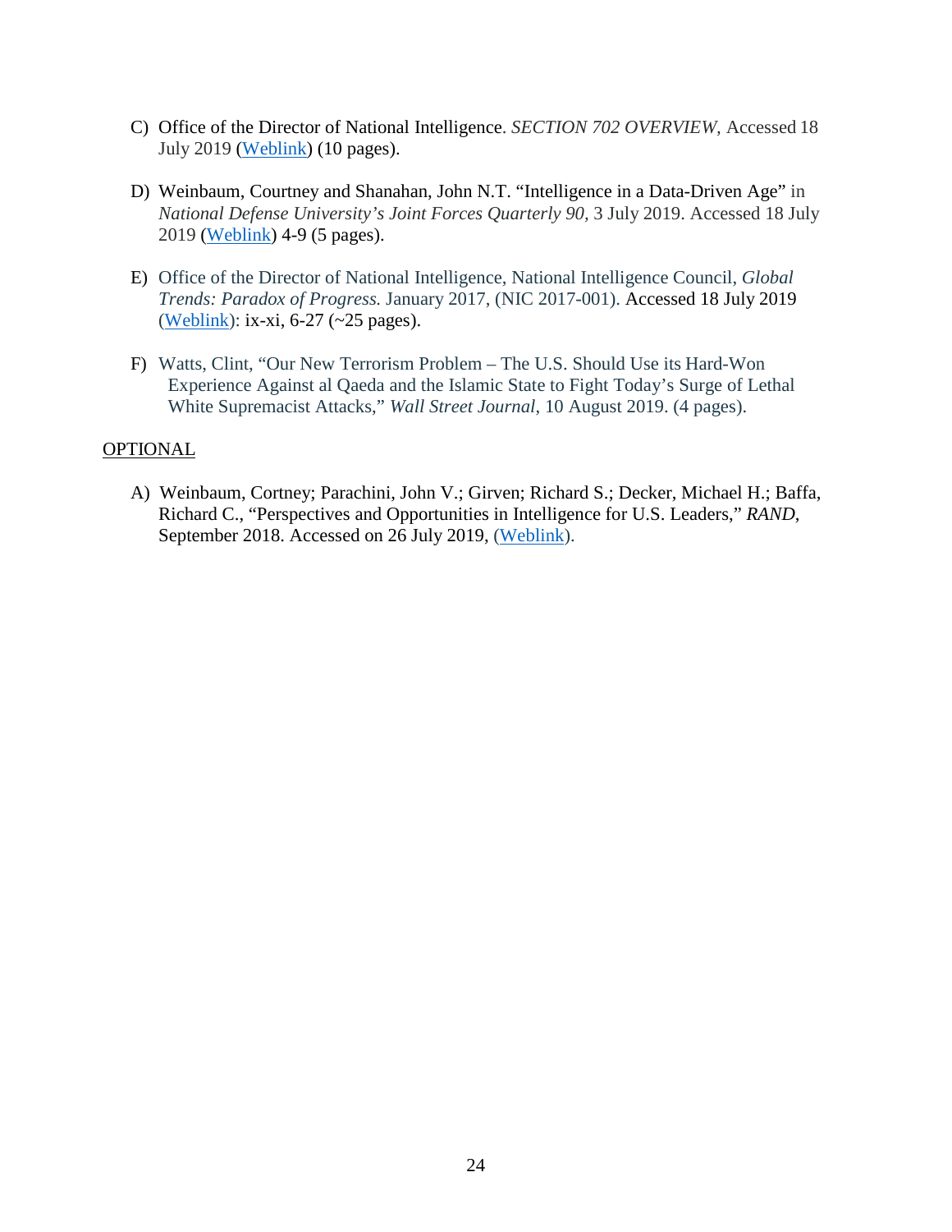C) Office of the Director of National Intelligence. *SECTION 702 OVERVIEW,* Accessed 18 July 2019 (Weblink) (10 pages).

D) Weinbaum, Courtney and Shanahan, John N.T. "Intelligence in a Data-Driven Age" in *National Defense University's Joint Forces Quarterly 90,* 3 July 2019. Accessed 18 July 2019 (Weblink) 4-9 (5 pages).

E) Office of the Director of National Intelligence, National Intelligence Council, *Global Trends: Paradox of Progress.* January 2017, (NIC 2017-001). Accessed 18 July 2019 (Weblink): ix-xi, 6-27 (~25 pages).

F) Watts, Clint, "Our New Terrorism Problem – The U.S. Should Use its Hard-Won Experience Against al Qaeda and the Islamic State to Fight Today's Surge of Lethal White Supremacist Attacks," *Wall Street Journal*, 10 August 2019. (4 pages).

OPTIONAL

A) Weinbaum, Cortney; Parachini, John V.; Girven; Richard S.; Decker, Michael H.; Baffa, Richard C., "Perspectives and Opportunities in Intelligence for U.S. Leaders," *RAND*, September 2018. Accessed on 26 July 2019, (Weblink).